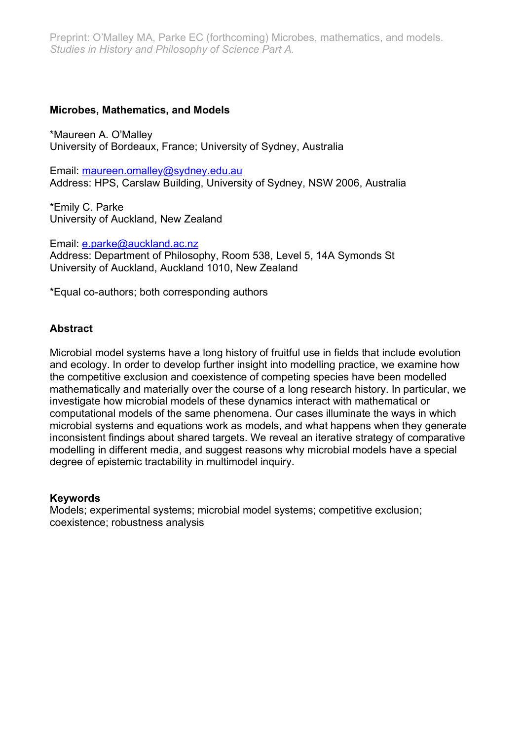Preprint: O'Malley MA, Parke EC (forthcoming) Microbes, mathematics, and models. *Studies in History and Philosophy of Science Part A.*

**Microbes, Mathematics, and Models**

*Maureen A. O'Malley
University of Bordeaux, France; University of Sydney, Australia

Email: maureen.omalley@sydney.edu.au
Address: HPS, Carslaw Building, University of Sydney, NSW 2006, Australia

*Emily C. Parke
University of Auckland, New Zealand

Email: e.parke@auckland.ac.nz
Address: Department of Philosophy, Room 538, Level 5, 14A Symonds St
University of Auckland, Auckland 1010, New Zealand

*Equal co-authors; both corresponding authors

**Abstract**

Microbial model systems have a long history of fruitful use in fields that include evolution and ecology. In order to develop further insight into modelling practice, we examine how the competitive exclusion and coexistence of competing species have been modelled mathematically and materially over the course of a long research history. In particular, we investigate how microbial models of these dynamics interact with mathematical or computational models of the same phenomena. Our cases illuminate the ways in which microbial systems and equations work as models, and what happens when they generate inconsistent findings about shared targets. We reveal an iterative strategy of comparative modelling in different media, and suggest reasons why microbial models have a special degree of epistemic tractability in multimodel inquiry.

**Keywords**
Models; experimental systems; microbial model systems; competitive exclusion; coexistence; robustness analysis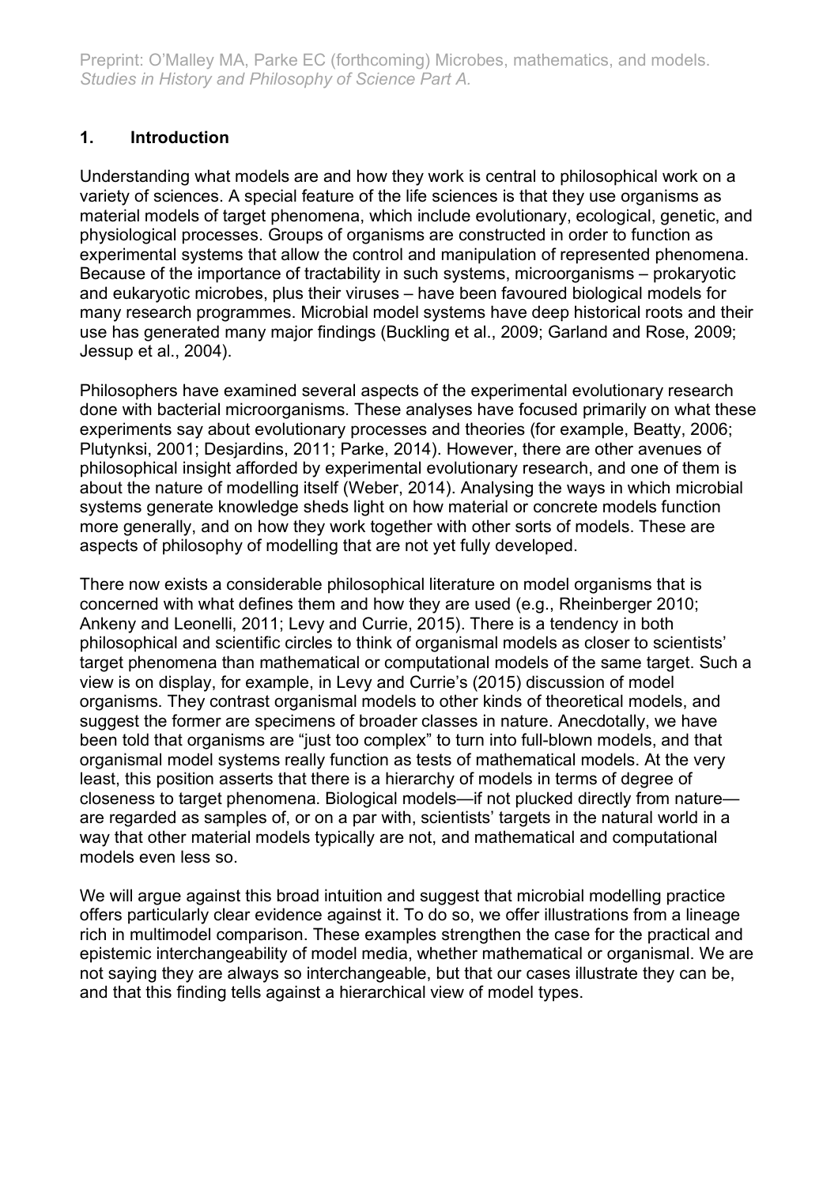## 1. Introduction

Understanding what models are and how they work is central to philosophical work on a variety of sciences. A special feature of the life sciences is that they use organisms as material models of target phenomena, which include evolutionary, ecological, genetic, and physiological processes. Groups of organisms are constructed in order to function as experimental systems that allow the control and manipulation of represented phenomena. Because of the importance of tractability in such systems, microorganisms – prokaryotic and eukaryotic microbes, plus their viruses – have been favoured biological models for many research programmes. Microbial model systems have deep historical roots and their use has generated many major findings (Buckling et al., 2009; Garland and Rose, 2009; Jessup et al., 2004).

Philosophers have examined several aspects of the experimental evolutionary research done with bacterial microorganisms. These analyses have focused primarily on what these experiments say about evolutionary processes and theories (for example, Beatty, 2006; Plutynksi, 2001; Desjardins, 2011; Parke, 2014). However, there are other avenues of philosophical insight afforded by experimental evolutionary research, and one of them is about the nature of modelling itself (Weber, 2014). Analysing the ways in which microbial systems generate knowledge sheds light on how material or concrete models function more generally, and on how they work together with other sorts of models. These are aspects of philosophy of modelling that are not yet fully developed.

There now exists a considerable philosophical literature on model organisms that is concerned with what defines them and how they are used (e.g., Rheinberger 2010; Ankeny and Leonelli, 2011; Levy and Currie, 2015). There is a tendency in both philosophical and scientific circles to think of organismal models as closer to scientists' target phenomena than mathematical or computational models of the same target. Such a view is on display, for example, in Levy and Currie's (2015) discussion of model organisms. They contrast organismal models to other kinds of theoretical models, and suggest the former are specimens of broader classes in nature. Anecdotally, we have been told that organisms are "just too complex" to turn into full-blown models, and that organismal model systems really function as tests of mathematical models. At the very least, this position asserts that there is a hierarchy of models in terms of degree of closeness to target phenomena. Biological models—if not plucked directly from nature—are regarded as samples of, or on a par with, scientists' targets in the natural world in a way that other material models typically are not, and mathematical and computational models even less so.

We will argue against this broad intuition and suggest that microbial modelling practice offers particularly clear evidence against it. To do so, we offer illustrations from a lineage rich in multimodel comparison. These examples strengthen the case for the practical and epistemic interchangeability of model media, whether mathematical or organismal. We are not saying they are always so interchangeable, but that our cases illustrate they can be, and that this finding tells against a hierarchical view of model types.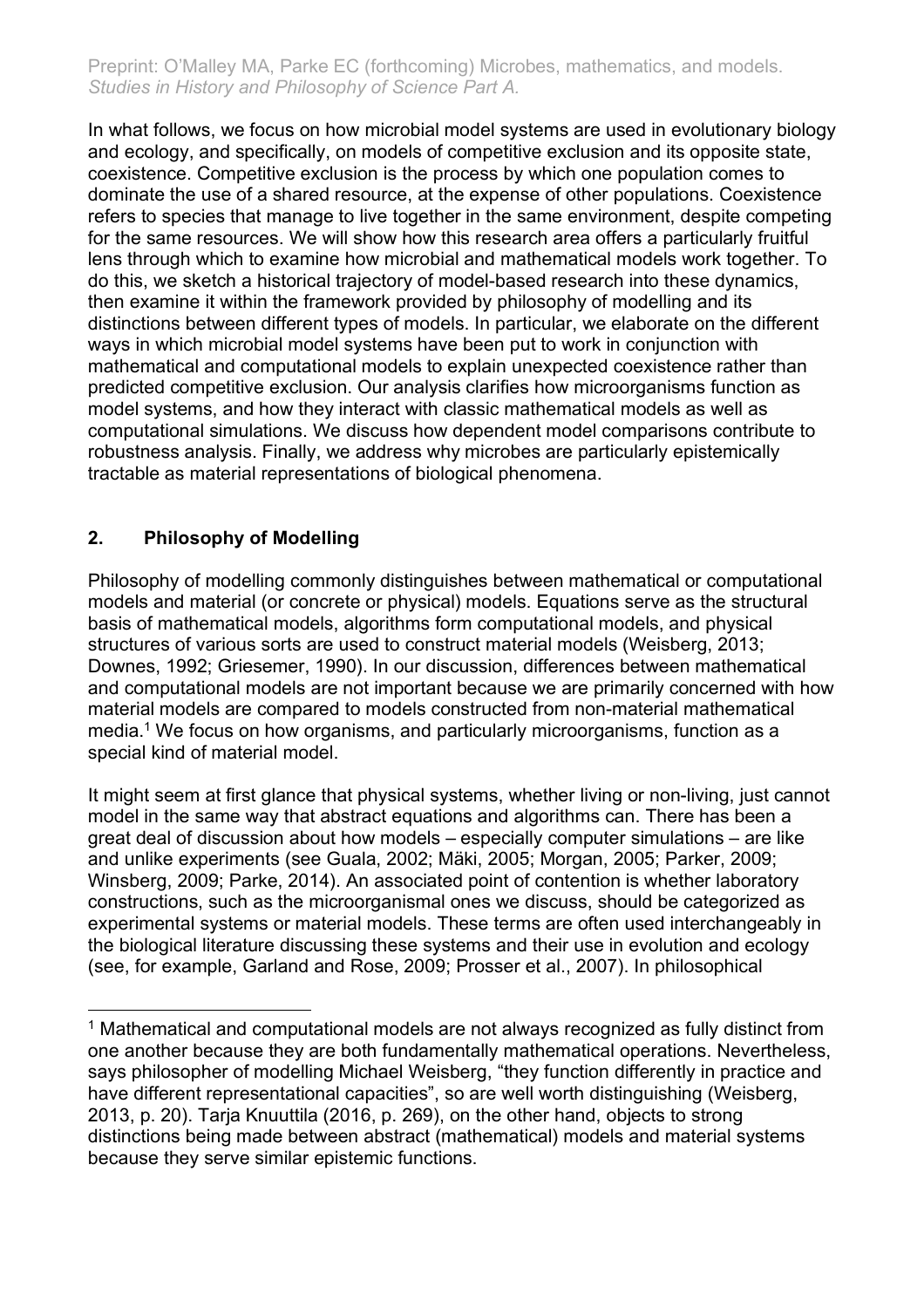In what follows, we focus on how microbial model systems are used in evolutionary biology and ecology, and specifically, on models of competitive exclusion and its opposite state, coexistence. Competitive exclusion is the process by which one population comes to dominate the use of a shared resource, at the expense of other populations. Coexistence refers to species that manage to live together in the same environment, despite competing for the same resources. We will show how this research area offers a particularly fruitful lens through which to examine how microbial and mathematical models work together. To do this, we sketch a historical trajectory of model-based research into these dynamics, then examine it within the framework provided by philosophy of modelling and its distinctions between different types of models. In particular, we elaborate on the different ways in which microbial model systems have been put to work in conjunction with mathematical and computational models to explain unexpected coexistence rather than predicted competitive exclusion. Our analysis clarifies how microorganisms function as model systems, and how they interact with classic mathematical models as well as computational simulations. We discuss how dependent model comparisons contribute to robustness analysis. Finally, we address why microbes are particularly epistemically tractable as material representations of biological phenomena.

## 2. Philosophy of Modelling

Philosophy of modelling commonly distinguishes between mathematical or computational models and material (or concrete or physical) models. Equations serve as the structural basis of mathematical models, algorithms form computational models, and physical structures of various sorts are used to construct material models (Weisberg, 2013; Downes, 1992; Griesemer, 1990). In our discussion, differences between mathematical and computational models are not important because we are primarily concerned with how material models are compared to models constructed from non-material mathematical media.[1] We focus on how organisms, and particularly microorganisms, function as a special kind of material model.

It might seem at first glance that physical systems, whether living or non-living, just cannot model in the same way that abstract equations and algorithms can. There has been a great deal of discussion about how models – especially computer simulations – are like and unlike experiments (see Guala, 2002; Mäki, 2005; Morgan, 2005; Parker, 2009; Winsberg, 2009; Parke, 2014). An associated point of contention is whether laboratory constructions, such as the microorganismal ones we discuss, should be categorized as experimental systems or material models. These terms are often used interchangeably in the biological literature discussing these systems and their use in evolution and ecology (see, for example, Garland and Rose, 2009; Prosser et al., 2007). In philosophical

[1] Mathematical and computational models are not always recognized as fully distinct from one another because they are both fundamentally mathematical operations. Nevertheless, says philosopher of modelling Michael Weisberg, "they function differently in practice and have different representational capacities", so are well worth distinguishing (Weisberg, 2013, p. 20). Tarja Knuuttila (2016, p. 269), on the other hand, objects to strong distinctions being made between abstract (mathematical) models and material systems because they serve similar epistemic functions.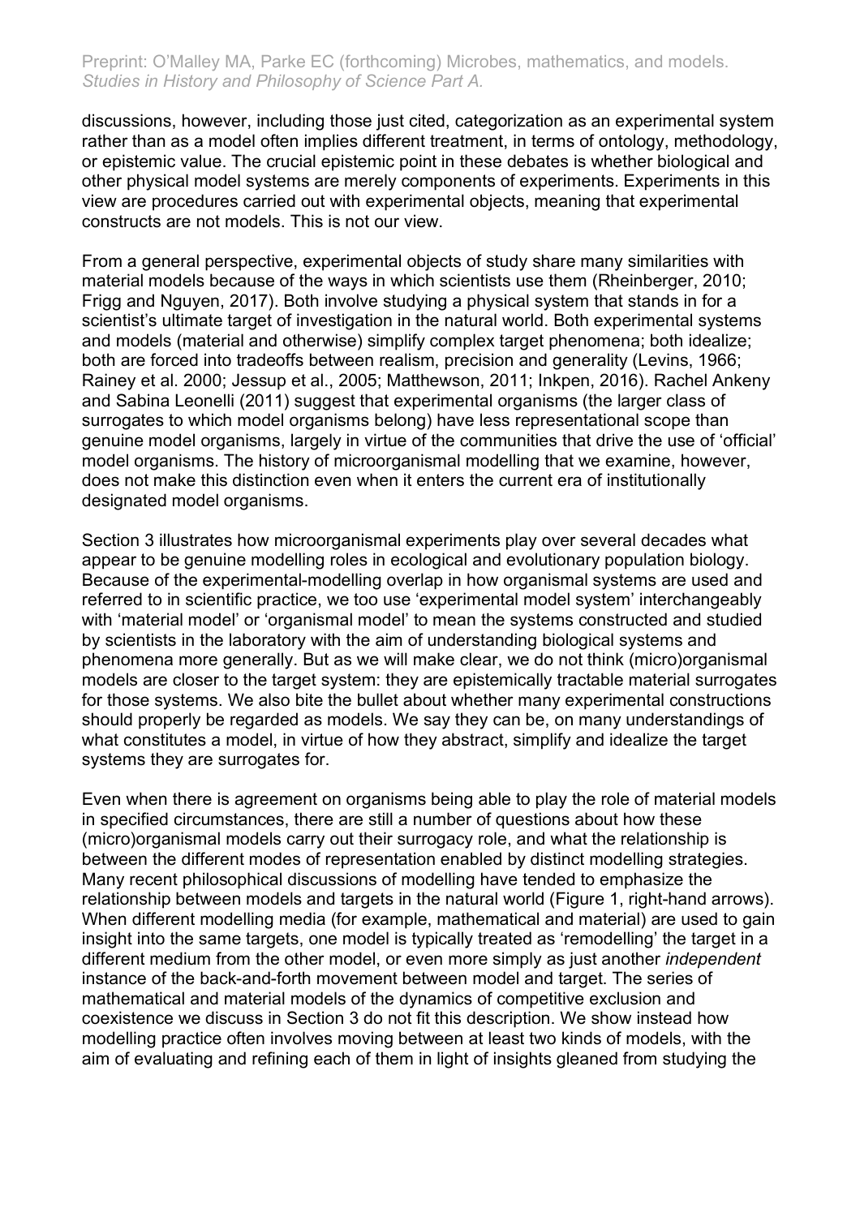discussions, however, including those just cited, categorization as an experimental system rather than as a model often implies different treatment, in terms of ontology, methodology, or epistemic value. The crucial epistemic point in these debates is whether biological and other physical model systems are merely components of experiments. Experiments in this view are procedures carried out with experimental objects, meaning that experimental constructs are not models. This is not our view.

From a general perspective, experimental objects of study share many similarities with material models because of the ways in which scientists use them (Rheinberger, 2010; Frigg and Nguyen, 2017). Both involve studying a physical system that stands in for a scientist's ultimate target of investigation in the natural world. Both experimental systems and models (material and otherwise) simplify complex target phenomena; both idealize; both are forced into tradeoffs between realism, precision and generality (Levins, 1966; Rainey et al. 2000; Jessup et al., 2005; Matthewson, 2011; Inkpen, 2016). Rachel Ankeny and Sabina Leonelli (2011) suggest that experimental organisms (the larger class of surrogates to which model organisms belong) have less representational scope than genuine model organisms, largely in virtue of the communities that drive the use of 'official' model organisms. The history of microorganismal modelling that we examine, however, does not make this distinction even when it enters the current era of institutionally designated model organisms.

Section 3 illustrates how microorganismal experiments play over several decades what appear to be genuine modelling roles in ecological and evolutionary population biology. Because of the experimental-modelling overlap in how organismal systems are used and referred to in scientific practice, we too use 'experimental model system' interchangeably with 'material model' or 'organismal model' to mean the systems constructed and studied by scientists in the laboratory with the aim of understanding biological systems and phenomena more generally. But as we will make clear, we do not think (micro)organismal models are closer to the target system: they are epistemically tractable material surrogates for those systems. We also bite the bullet about whether many experimental constructions should properly be regarded as models. We say they can be, on many understandings of what constitutes a model, in virtue of how they abstract, simplify and idealize the target systems they are surrogates for.

Even when there is agreement on organisms being able to play the role of material models in specified circumstances, there are still a number of questions about how these (micro)organismal models carry out their surrogacy role, and what the relationship is between the different modes of representation enabled by distinct modelling strategies. Many recent philosophical discussions of modelling have tended to emphasize the relationship between models and targets in the natural world (Figure 1, right-hand arrows). When different modelling media (for example, mathematical and material) are used to gain insight into the same targets, one model is typically treated as 'remodelling' the target in a different medium from the other model, or even more simply as just another *independent* instance of the back-and-forth movement between model and target. The series of mathematical and material models of the dynamics of competitive exclusion and coexistence we discuss in Section 3 do not fit this description. We show instead how modelling practice often involves moving between at least two kinds of models, with the aim of evaluating and refining each of them in light of insights gleaned from studying the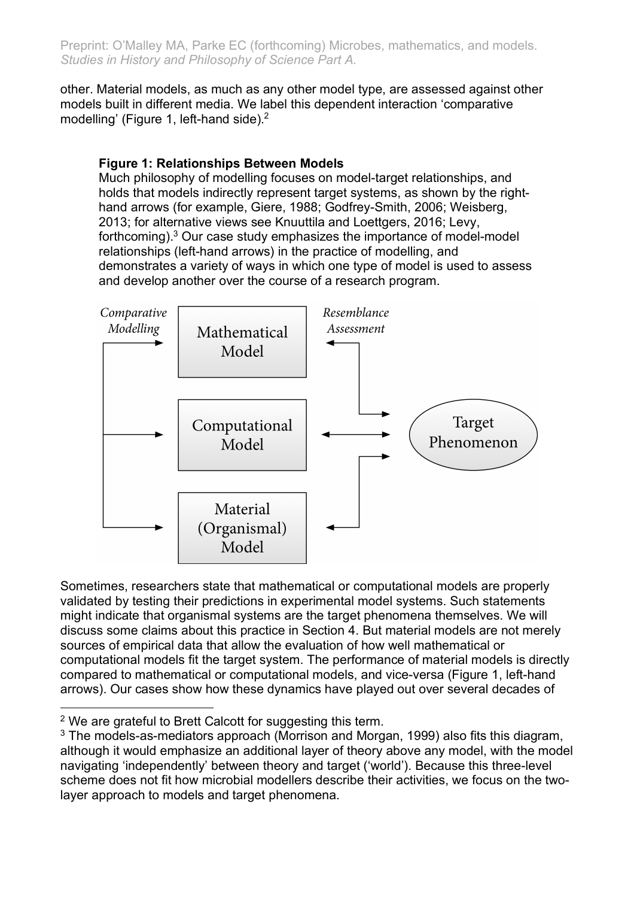other. Material models, as much as any other model type, are assessed against other models built in different media. We label this dependent interaction 'comparative modelling' (Figure 1, left-hand side).[2]

**Figure 1: Relationships Between Models**

Much philosophy of modelling focuses on model-target relationships, and holds that models indirectly represent target systems, as shown by the right-hand arrows (for example, Giere, 1988; Godfrey-Smith, 2006; Weisberg, 2013; for alternative views see Knuuttila and Loettgers, 2016; Levy, forthcoming).[3] Our case study emphasizes the importance of model-model relationships (left-hand arrows) in the practice of modelling, and demonstrates a variety of ways in which one type of model is used to assess and develop another over the course of a research program.

*Comparative Modelling* | *Resemblance Assessment*

Mathematical Model

Computational Model

Material (Organismal) Model

Target Phenomenon

Sometimes, researchers state that mathematical or computational models are properly validated by testing their predictions in experimental model systems. Such statements might indicate that organismal systems are the target phenomena themselves. We will discuss some claims about this practice in Section 4. But material models are not merely sources of empirical data that allow the evaluation of how well mathematical or computational models fit the target system. The performance of material models is directly compared to mathematical or computational models, and vice-versa (Figure 1, left-hand arrows). Our cases show how these dynamics have played out over several decades of

---

[2] We are grateful to Brett Calcott for suggesting this term.

[3] The models-as-mediators approach (Morrison and Morgan, 1999) also fits this diagram, although it would emphasize an additional layer of theory above any model, with the model navigating 'independently' between theory and target ('world'). Because this three-level scheme does not fit how microbial modellers describe their activities, we focus on the two-layer approach to models and target phenomena.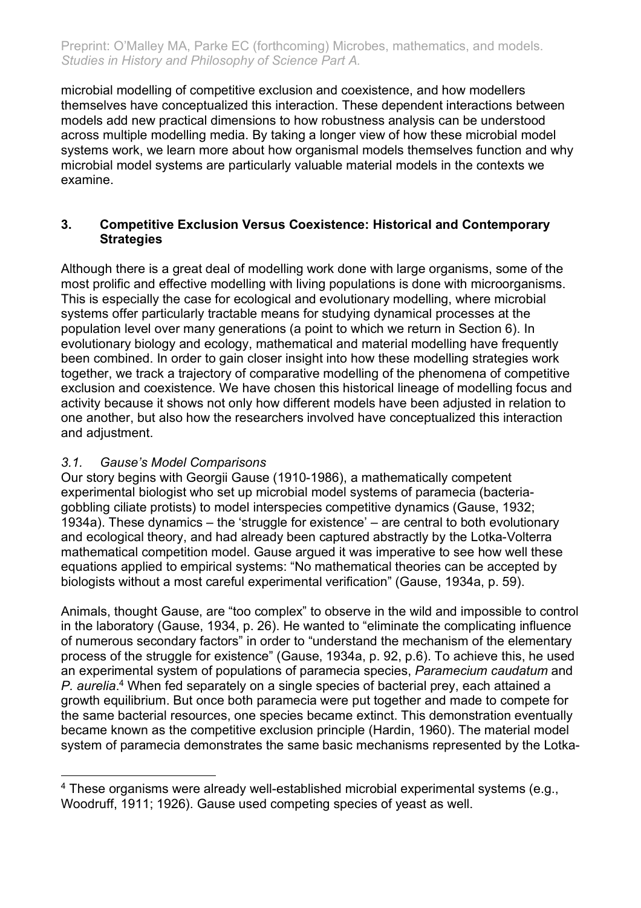microbial modelling of competitive exclusion and coexistence, and how modellers themselves have conceptualized this interaction. These dependent interactions between models add new practical dimensions to how robustness analysis can be understood across multiple modelling media. By taking a longer view of how these microbial model systems work, we learn more about how organismal models themselves function and why microbial model systems are particularly valuable material models in the contexts we examine.

## 3. Competitive Exclusion Versus Coexistence: Historical and Contemporary Strategies

Although there is a great deal of modelling work done with large organisms, some of the most prolific and effective modelling with living populations is done with microorganisms. This is especially the case for ecological and evolutionary modelling, where microbial systems offer particularly tractable means for studying dynamical processes at the population level over many generations (a point to which we return in Section 6). In evolutionary biology and ecology, mathematical and material modelling have frequently been combined. In order to gain closer insight into how these modelling strategies work together, we track a trajectory of comparative modelling of the phenomena of competitive exclusion and coexistence. We have chosen this historical lineage of modelling focus and activity because it shows not only how different models have been adjusted in relation to one another, but also how the researchers involved have conceptualized this interaction and adjustment.

### *3.1. Gause's Model Comparisons*

Our story begins with Georgii Gause (1910-1986), a mathematically competent experimental biologist who set up microbial model systems of paramecia (bacteria-gobbling ciliate protists) to model interspecies competitive dynamics (Gause, 1932; 1934a). These dynamics – the 'struggle for existence' – are central to both evolutionary and ecological theory, and had already been captured abstractly by the Lotka-Volterra mathematical competition model. Gause argued it was imperative to see how well these equations applied to empirical systems: "No mathematical theories can be accepted by biologists without a most careful experimental verification" (Gause, 1934*a*, p. 59).

Animals, thought Gause, are "too complex" to observe in the wild and impossible to control in the laboratory (Gause, 1934, p. 26). He wanted to "eliminate the complicating influence of numerous secondary factors" in order to "understand the mechanism of the elementary process of the struggle for existence" (Gause, 1934*a*, p. 92, p.6). To achieve this, he used an experimental system of populations of paramecia species, *Paramecium caudatum* and *P. aurelia*.[4] When fed separately on a single species of bacterial prey, each attained a growth equilibrium. But once both paramecia were put together and made to compete for the same bacterial resources, one species became extinct. This demonstration eventually became known as the competitive exclusion principle (Hardin, 1960). The material model system of paramecia demonstrates the same basic mechanisms represented by the Lotka-

[4] These organisms were already well-established microbial experimental systems (e.g., Woodruff, 1911; 1926). Gause used competing species of yeast as well.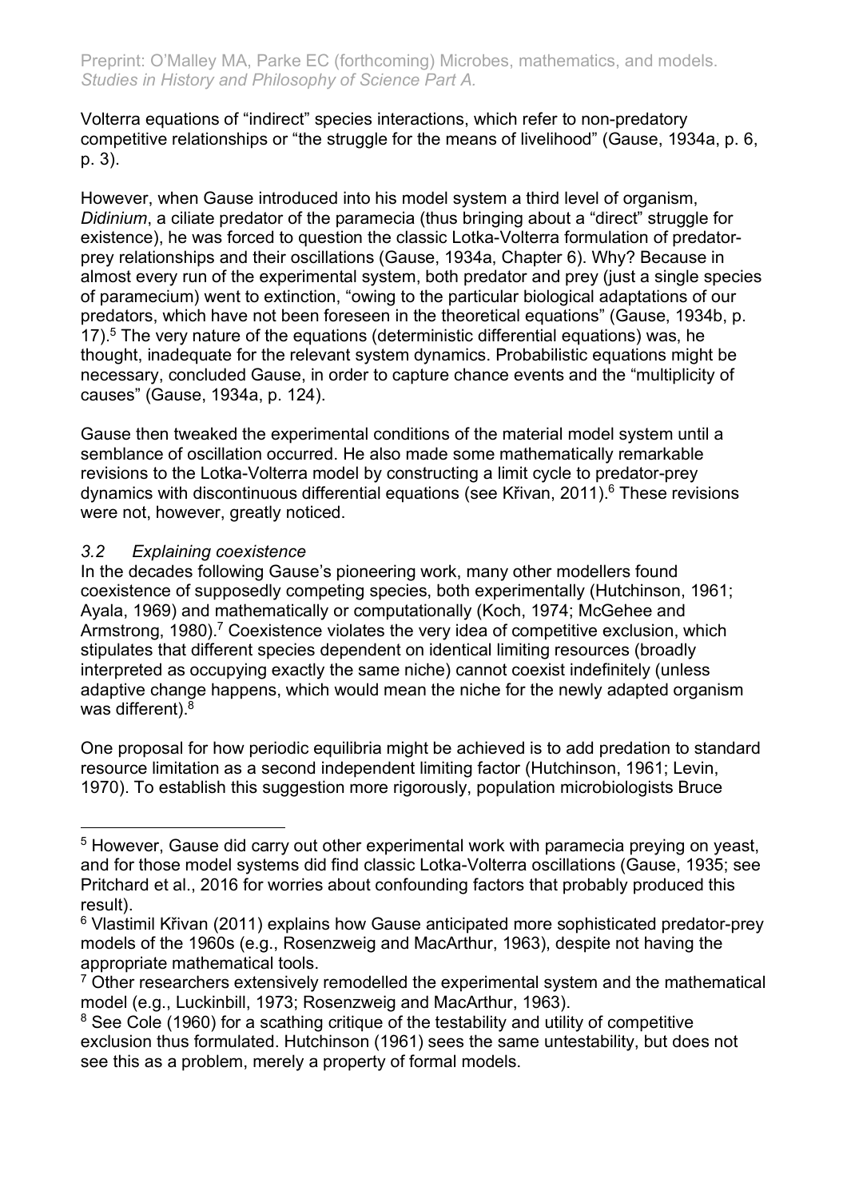Volterra equations of “indirect” species interactions, which refer to non-predatory competitive relationships or “the struggle for the means of livelihood” (Gause, 1934a, p. 6, p. 3).

However, when Gause introduced into his model system a third level of organism, *Didinium*, a ciliate predator of the paramecia (thus bringing about a “direct” struggle for existence), he was forced to question the classic Lotka-Volterra formulation of predator-prey relationships and their oscillations (Gause, 1934a, Chapter 6). Why? Because in almost every run of the experimental system, both predator and prey (just a single species of paramecium) went to extinction, “owing to the particular biological adaptations of our predators, which have not been foreseen in the theoretical equations” (Gause, 1934b, p. 17).[5] The very nature of the equations (deterministic differential equations) was, he thought, inadequate for the relevant system dynamics. Probabilistic equations might be necessary, concluded Gause, in order to capture chance events and the “multiplicity of causes” (Gause, 1934a, p. 124).

Gause then tweaked the experimental conditions of the material model system until a semblance of oscillation occurred. He also made some mathematically remarkable revisions to the Lotka-Volterra model by constructing a limit cycle to predator-prey dynamics with discontinuous differential equations (see Křivan, 2011).[6] These revisions were not, however, greatly noticed.

### *3.2 Explaining coexistence*

In the decades following Gause’s pioneering work, many other modellers found coexistence of supposedly competing species, both experimentally (Hutchinson, 1961; Ayala, 1969) and mathematically or computationally (Koch, 1974; McGehee and Armstrong, 1980).[7] Coexistence violates the very idea of competitive exclusion, which stipulates that different species dependent on identical limiting resources (broadly interpreted as occupying exactly the same niche) cannot coexist indefinitely (unless adaptive change happens, which would mean the niche for the newly adapted organism was different).[8]

One proposal for how periodic equilibria might be achieved is to add predation to standard resource limitation as a second independent limiting factor (Hutchinson, 1961; Levin, 1970). To establish this suggestion more rigorously, population microbiologists Bruce

---

[5] However, Gause did carry out other experimental work with paramecia preying on yeast, and for those model systems did find classic Lotka-Volterra oscillations (Gause, 1935; see Pritchard et al., 2016 for worries about confounding factors that probably produced this result).

[6] Vlastimil Křivan (2011) explains how Gause anticipated more sophisticated predator-prey models of the 1960s (e.g., Rosenzweig and MacArthur, 1963), despite not having the appropriate mathematical tools.

[7] Other researchers extensively remodelled the experimental system and the mathematical model (e.g., Luckinbill, 1973; Rosenzweig and MacArthur, 1963).

[8] See Cole (1960) for a scathing critique of the testability and utility of competitive exclusion thus formulated. Hutchinson (1961) sees the same untestability, but does not see this as a problem, merely a property of formal models.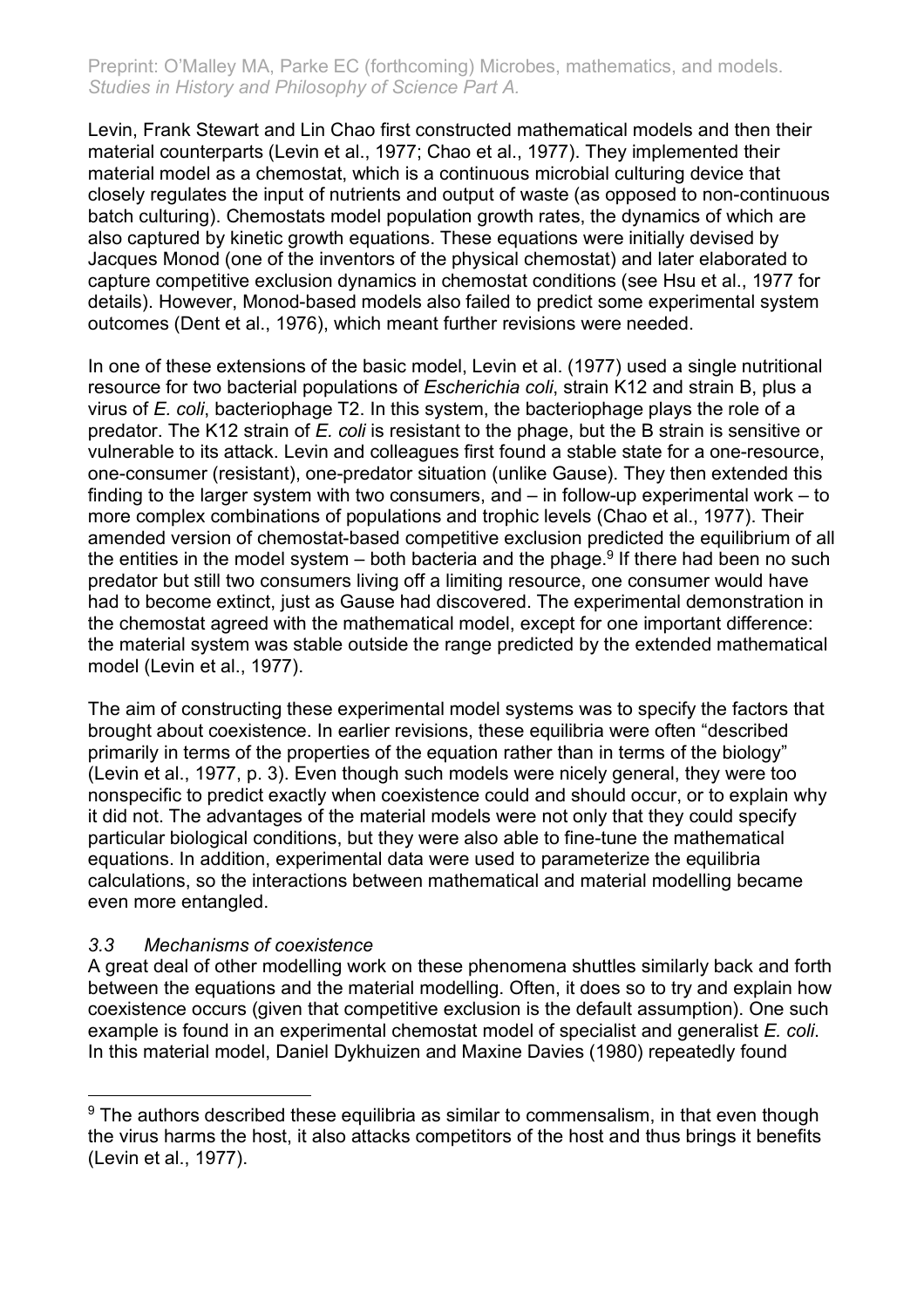Levin, Frank Stewart and Lin Chao first constructed mathematical models and then their material counterparts (Levin et al., 1977; Chao et al., 1977). They implemented their material model as a chemostat, which is a continuous microbial culturing device that closely regulates the input of nutrients and output of waste (as opposed to non-continuous batch culturing). Chemostats model population growth rates, the dynamics of which are also captured by kinetic growth equations. These equations were initially devised by Jacques Monod (one of the inventors of the physical chemostat) and later elaborated to capture competitive exclusion dynamics in chemostat conditions (see Hsu et al., 1977 for details). However, Monod-based models also failed to predict some experimental system outcomes (Dent et al., 1976), which meant further revisions were needed.

In one of these extensions of the basic model, Levin et al. (1977) used a single nutritional resource for two bacterial populations of *Escherichia coli*, strain K12 and strain B, plus a virus of *E. coli*, bacteriophage T2. In this system, the bacteriophage plays the role of a predator. The K12 strain of *E. coli* is resistant to the phage, but the B strain is sensitive or vulnerable to its attack. Levin and colleagues first found a stable state for a one-resource, one-consumer (resistant), one-predator situation (unlike Gause). They then extended this finding to the larger system with two consumers, and – in follow-up experimental work – to more complex combinations of populations and trophic levels (Chao et al., 1977). Their amended version of chemostat-based competitive exclusion predicted the equilibrium of all the entities in the model system – both bacteria and the phage.[9] If there had been no such predator but still two consumers living off a limiting resource, one consumer would have had to become extinct, just as Gause had discovered. The experimental demonstration in the chemostat agreed with the mathematical model, except for one important difference: the material system was stable outside the range predicted by the extended mathematical model (Levin et al., 1977).

The aim of constructing these experimental model systems was to specify the factors that brought about coexistence. In earlier revisions, these equilibria were often "described primarily in terms of the properties of the equation rather than in terms of the biology" (Levin et al., 1977, p. 3). Even though such models were nicely general, they were too nonspecific to predict exactly when coexistence could and should occur, or to explain why it did not. The advantages of the material models were not only that they could specify particular biological conditions, but they were also able to fine-tune the mathematical equations. In addition, experimental data were used to parameterize the equilibria calculations, so the interactions between mathematical and material modelling became even more entangled.

### *3.3 Mechanisms of coexistence*

A great deal of other modelling work on these phenomena shuttles similarly back and forth between the equations and the material modelling. Often, it does so to try and explain how coexistence occurs (given that competitive exclusion is the default assumption). One such example is found in an experimental chemostat model of specialist and generalist *E. coli*. In this material model, Daniel Dykhuizen and Maxine Davies (1980) repeatedly found

---

[9] The authors described these equilibria as similar to commensalism, in that even though the virus harms the host, it also attacks competitors of the host and thus brings it benefits (Levin et al., 1977).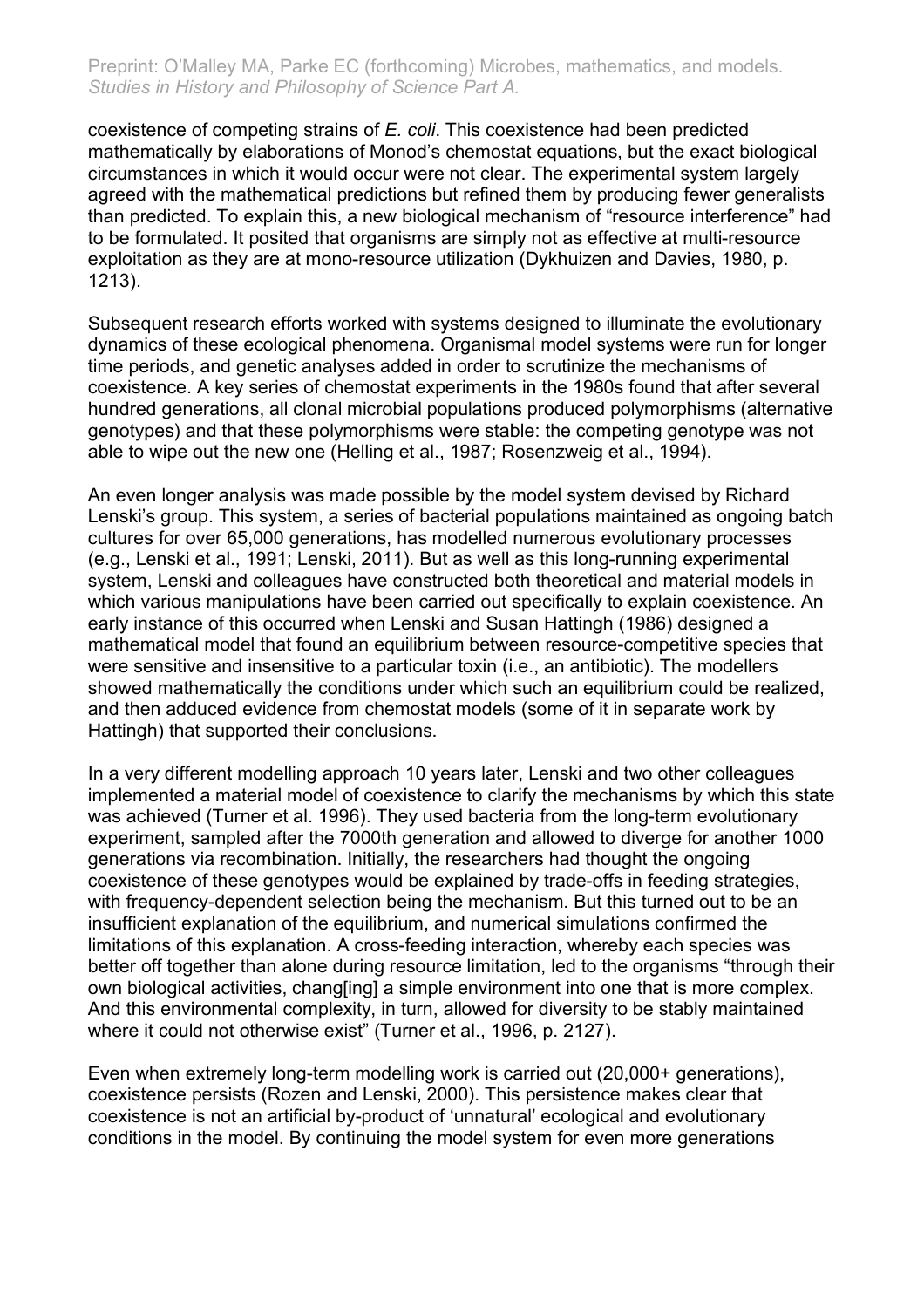coexistence of competing strains of *E. coli*. This coexistence had been predicted mathematically by elaborations of Monod's chemostat equations, but the exact biological circumstances in which it would occur were not clear. The experimental system largely agreed with the mathematical predictions but refined them by producing fewer generalists than predicted. To explain this, a new biological mechanism of "resource interference" had to be formulated. It posited that organisms are simply not as effective at multi-resource exploitation as they are at mono-resource utilization (Dykhuizen and Davies, 1980, p. 1213).

Subsequent research efforts worked with systems designed to illuminate the evolutionary dynamics of these ecological phenomena. Organismal model systems were run for longer time periods, and genetic analyses added in order to scrutinize the mechanisms of coexistence. A key series of chemostat experiments in the 1980s found that after several hundred generations, all clonal microbial populations produced polymorphisms (alternative genotypes) and that these polymorphisms were stable: the competing genotype was not able to wipe out the new one (Helling et al., 1987; Rosenzweig et al., 1994).

An even longer analysis was made possible by the model system devised by Richard Lenski's group. This system, a series of bacterial populations maintained as ongoing batch cultures for over 65,000 generations, has modelled numerous evolutionary processes (e.g., Lenski et al., 1991; Lenski, 2011). But as well as this long-running experimental system, Lenski and colleagues have constructed both theoretical and material models in which various manipulations have been carried out specifically to explain coexistence. An early instance of this occurred when Lenski and Susan Hattingh (1986) designed a mathematical model that found an equilibrium between resource-competitive species that were sensitive and insensitive to a particular toxin (i.e., an antibiotic). The modellers showed mathematically the conditions under which such an equilibrium could be realized, and then adduced evidence from chemostat models (some of it in separate work by Hattingh) that supported their conclusions.

In a very different modelling approach 10 years later, Lenski and two other colleagues implemented a material model of coexistence to clarify the mechanisms by which this state was achieved (Turner et al. 1996). They used bacteria from the long-term evolutionary experiment, sampled after the 7000th generation and allowed to diverge for another 1000 generations via recombination. Initially, the researchers had thought the ongoing coexistence of these genotypes would be explained by trade-offs in feeding strategies, with frequency-dependent selection being the mechanism. But this turned out to be an insufficient explanation of the equilibrium, and numerical simulations confirmed the limitations of this explanation. A cross-feeding interaction, whereby each species was better off together than alone during resource limitation, led to the organisms "through their own biological activities, chang[ing] a simple environment into one that is more complex. And this environmental complexity, in turn, allowed for diversity to be stably maintained where it could not otherwise exist" (Turner et al., 1996, p. 2127).

Even when extremely long-term modelling work is carried out (20,000+ generations), coexistence persists (Rozen and Lenski, 2000). This persistence makes clear that coexistence is not an artificial by-product of 'unnatural' ecological and evolutionary conditions in the model. By continuing the model system for even more generations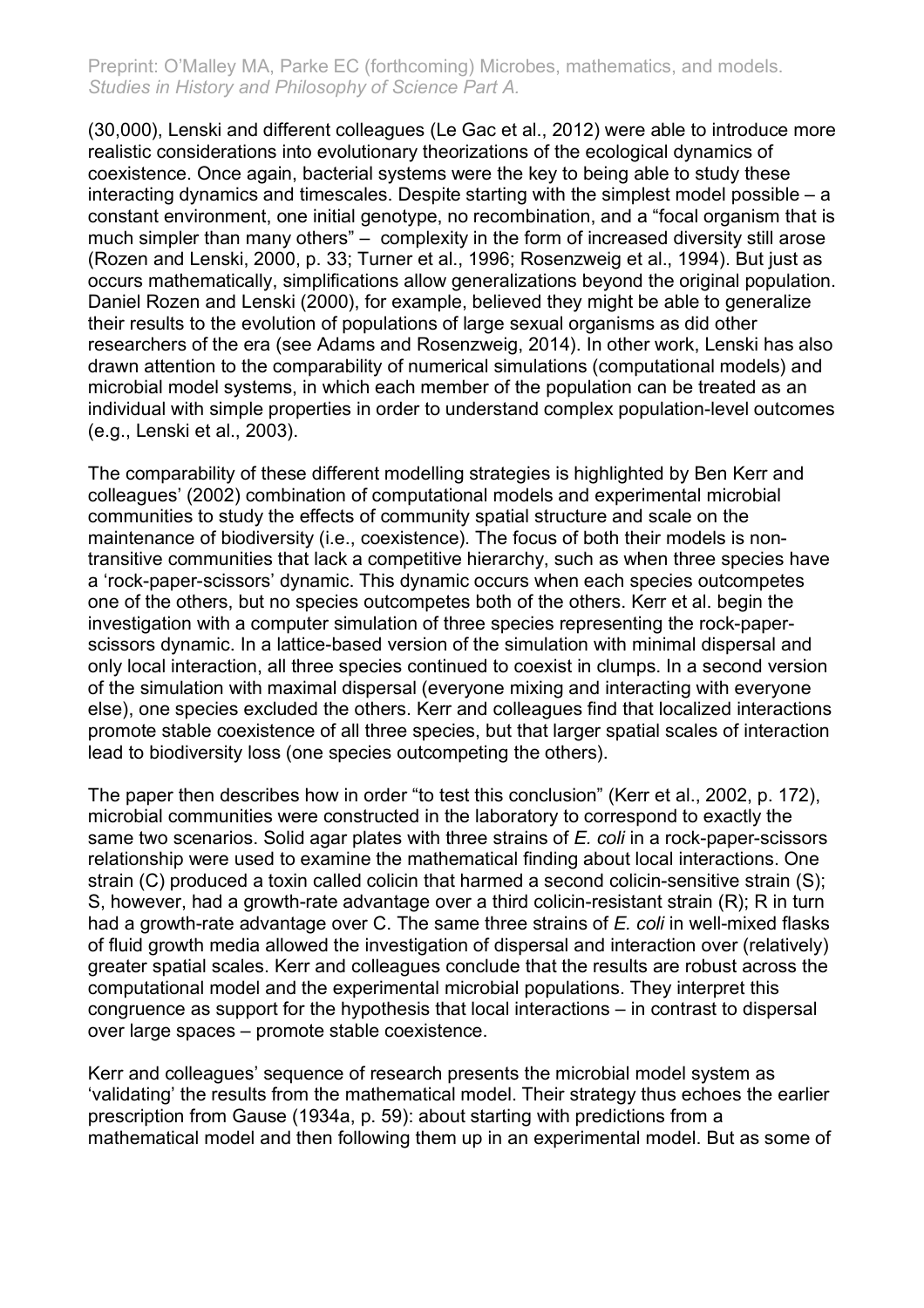(30,000), Lenski and different colleagues (Le Gac et al., 2012) were able to introduce more realistic considerations into evolutionary theorizations of the ecological dynamics of coexistence. Once again, bacterial systems were the key to being able to study these interacting dynamics and timescales. Despite starting with the simplest model possible – a constant environment, one initial genotype, no recombination, and a "focal organism that is much simpler than many others" – complexity in the form of increased diversity still arose (Rozen and Lenski, 2000, p. 33; Turner et al., 1996; Rosenzweig et al., 1994). But just as occurs mathematically, simplifications allow generalizations beyond the original population. Daniel Rozen and Lenski (2000), for example, believed they might be able to generalize their results to the evolution of populations of large sexual organisms as did other researchers of the era (see Adams and Rosenzweig, 2014). In other work, Lenski has also drawn attention to the comparability of numerical simulations (computational models) and microbial model systems, in which each member of the population can be treated as an individual with simple properties in order to understand complex population-level outcomes (e.g., Lenski et al., 2003).

The comparability of these different modelling strategies is highlighted by Ben Kerr and colleagues' (2002) combination of computational models and experimental microbial communities to study the effects of community spatial structure and scale on the maintenance of biodiversity (i.e., coexistence). The focus of both their models is non-transitive communities that lack a competitive hierarchy, such as when three species have a 'rock-paper-scissors' dynamic. This dynamic occurs when each species outcompetes one of the others, but no species outcompetes both of the others. Kerr et al. begin the investigation with a computer simulation of three species representing the rock-paper-scissors dynamic. In a lattice-based version of the simulation with minimal dispersal and only local interaction, all three species continued to coexist in clumps. In a second version of the simulation with maximal dispersal (everyone mixing and interacting with everyone else), one species excluded the others. Kerr and colleagues find that localized interactions promote stable coexistence of all three species, but that larger spatial scales of interaction lead to biodiversity loss (one species outcompeting the others).

The paper then describes how in order "to test this conclusion" (Kerr et al., 2002, p. 172), microbial communities were constructed in the laboratory to correspond to exactly the same two scenarios. Solid agar plates with three strains of *E. coli* in a rock-paper-scissors relationship were used to examine the mathematical finding about local interactions. One strain (C) produced a toxin called colicin that harmed a second colicin-sensitive strain (S); S, however, had a growth-rate advantage over a third colicin-resistant strain (R); R in turn had a growth-rate advantage over C. The same three strains of *E. coli* in well-mixed flasks of fluid growth media allowed the investigation of dispersal and interaction over (relatively) greater spatial scales. Kerr and colleagues conclude that the results are robust across the computational model and the experimental microbial populations. They interpret this congruence as support for the hypothesis that local interactions – in contrast to dispersal over large spaces – promote stable coexistence.

Kerr and colleagues' sequence of research presents the microbial model system as 'validating' the results from the mathematical model. Their strategy thus echoes the earlier prescription from Gause (1934a, p. 59): about starting with predictions from a mathematical model and then following them up in an experimental model. But as some of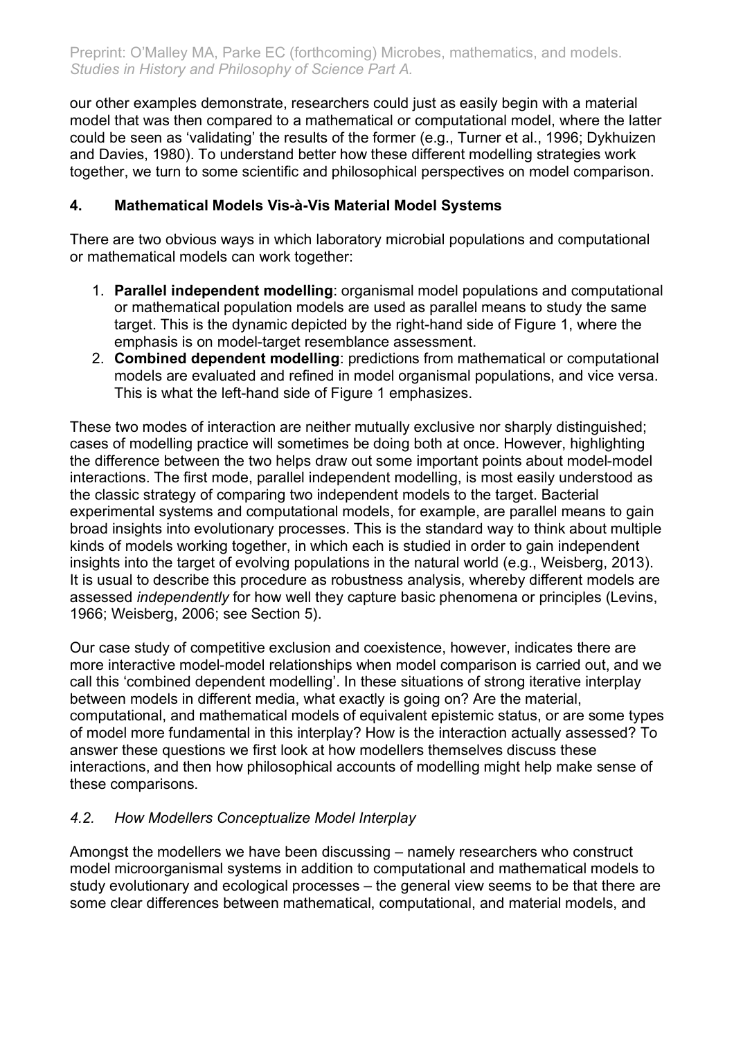our other examples demonstrate, researchers could just as easily begin with a material model that was then compared to a mathematical or computational model, where the latter could be seen as 'validating' the results of the former (e.g., Turner et al., 1996; Dykhuizen and Davies, 1980). To understand better how these different modelling strategies work together, we turn to some scientific and philosophical perspectives on model comparison.

## 4. Mathematical Models Vis-à-Vis Material Model Systems

There are two obvious ways in which laboratory microbial populations and computational or mathematical models can work together:

1. **Parallel independent modelling**: organismal model populations and computational or mathematical population models are used as parallel means to study the same target. This is the dynamic depicted by the right-hand side of Figure 1, where the emphasis is on model-target resemblance assessment.
2. **Combined dependent modelling**: predictions from mathematical or computational models are evaluated and refined in model organismal populations, and vice versa. This is what the left-hand side of Figure 1 emphasizes.

These two modes of interaction are neither mutually exclusive nor sharply distinguished; cases of modelling practice will sometimes be doing both at once. However, highlighting the difference between the two helps draw out some important points about model-model interactions. The first mode, parallel independent modelling, is most easily understood as the classic strategy of comparing two independent models to the target. Bacterial experimental systems and computational models, for example, are parallel means to gain broad insights into evolutionary processes. This is the standard way to think about multiple kinds of models working together, in which each is studied in order to gain independent insights into the target of evolving populations in the natural world (e.g., Weisberg, 2013). It is usual to describe this procedure as robustness analysis, whereby different models are assessed *independently* for how well they capture basic phenomena or principles (Levins, 1966; Weisberg, 2006; see Section 5).

Our case study of competitive exclusion and coexistence, however, indicates there are more interactive model-model relationships when model comparison is carried out, and we call this 'combined dependent modelling'. In these situations of strong iterative interplay between models in different media, what exactly is going on? Are the material, computational, and mathematical models of equivalent epistemic status, or are some types of model more fundamental in this interplay? How is the interaction actually assessed? To answer these questions we first look at how modellers themselves discuss these interactions, and then how philosophical accounts of modelling might help make sense of these comparisons.

### *4.2. How Modellers Conceptualize Model Interplay*

Amongst the modellers we have been discussing – namely researchers who construct model microorganismal systems in addition to computational and mathematical models to study evolutionary and ecological processes – the general view seems to be that there are some clear differences between mathematical, computational, and material models, and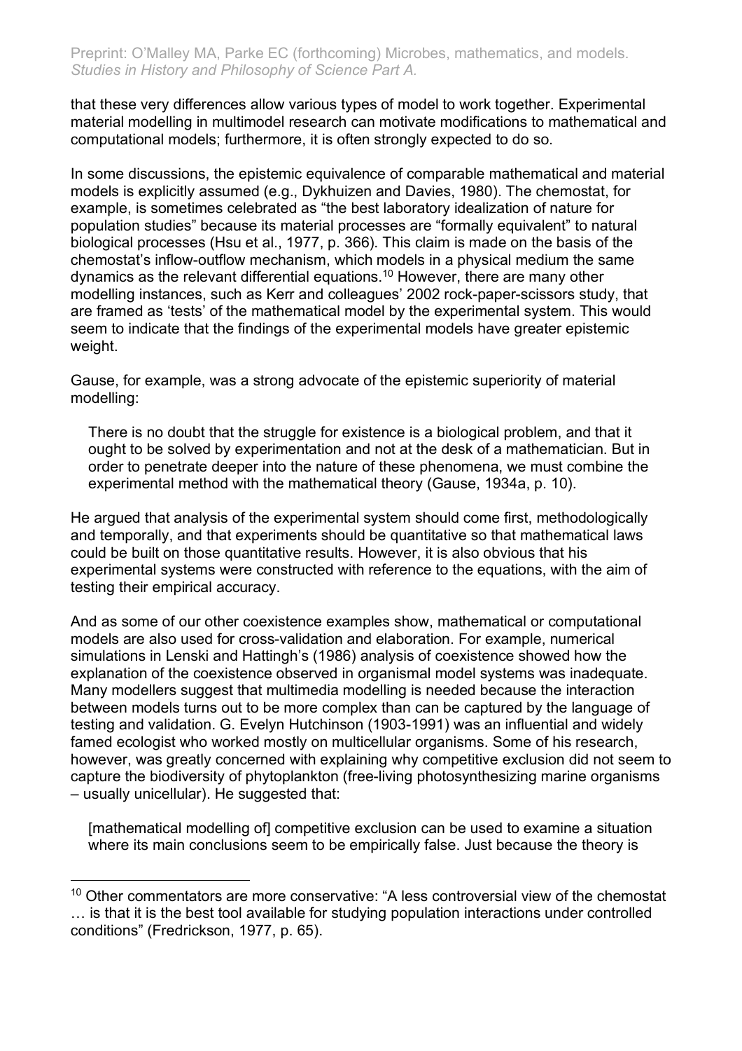that these very differences allow various types of model to work together. Experimental material modelling in multimodel research can motivate modifications to mathematical and computational models; furthermore, it is often strongly expected to do so.

In some discussions, the epistemic equivalence of comparable mathematical and material models is explicitly assumed (e.g., Dykhuizen and Davies, 1980). The chemostat, for example, is sometimes celebrated as "the best laboratory idealization of nature for population studies" because its material processes are "formally equivalent" to natural biological processes (Hsu et al., 1977, p. 366). This claim is made on the basis of the chemostat's inflow-outflow mechanism, which models in a physical medium the same dynamics as the relevant differential equations.[10] However, there are many other modelling instances, such as Kerr and colleagues' 2002 rock-paper-scissors study, that are framed as 'tests' of the mathematical model by the experimental system. This would seem to indicate that the findings of the experimental models have greater epistemic weight.

Gause, for example, was a strong advocate of the epistemic superiority of material modelling:

> There is no doubt that the struggle for existence is a biological problem, and that it ought to be solved by experimentation and not at the desk of a mathematician. But in order to penetrate deeper into the nature of these phenomena, we must combine the experimental method with the mathematical theory (Gause, 1934a, p. 10).

He argued that analysis of the experimental system should come first, methodologically and temporally, and that experiments should be quantitative so that mathematical laws could be built on those quantitative results. However, it is also obvious that his experimental systems were constructed with reference to the equations, with the aim of testing their empirical accuracy.

And as some of our other coexistence examples show, mathematical or computational models are also used for cross-validation and elaboration. For example, numerical simulations in Lenski and Hattingh's (1986) analysis of coexistence showed how the explanation of the coexistence observed in organismal model systems was inadequate. Many modellers suggest that multimedia modelling is needed because the interaction between models turns out to be more complex than can be captured by the language of testing and validation. G. Evelyn Hutchinson (1903-1991) was an influential and widely famed ecologist who worked mostly on multicellular organisms. Some of his research, however, was greatly concerned with explaining why competitive exclusion did not seem to capture the biodiversity of phytoplankton (free-living photosynthesizing marine organisms – usually unicellular). He suggested that:

> [mathematical modelling of] competitive exclusion can be used to examine a situation where its main conclusions seem to be empirically false. Just because the theory is

---

[10] Other commentators are more conservative: "A less controversial view of the chemostat … is that it is the best tool available for studying population interactions under controlled conditions" (Fredrickson, 1977, p. 65).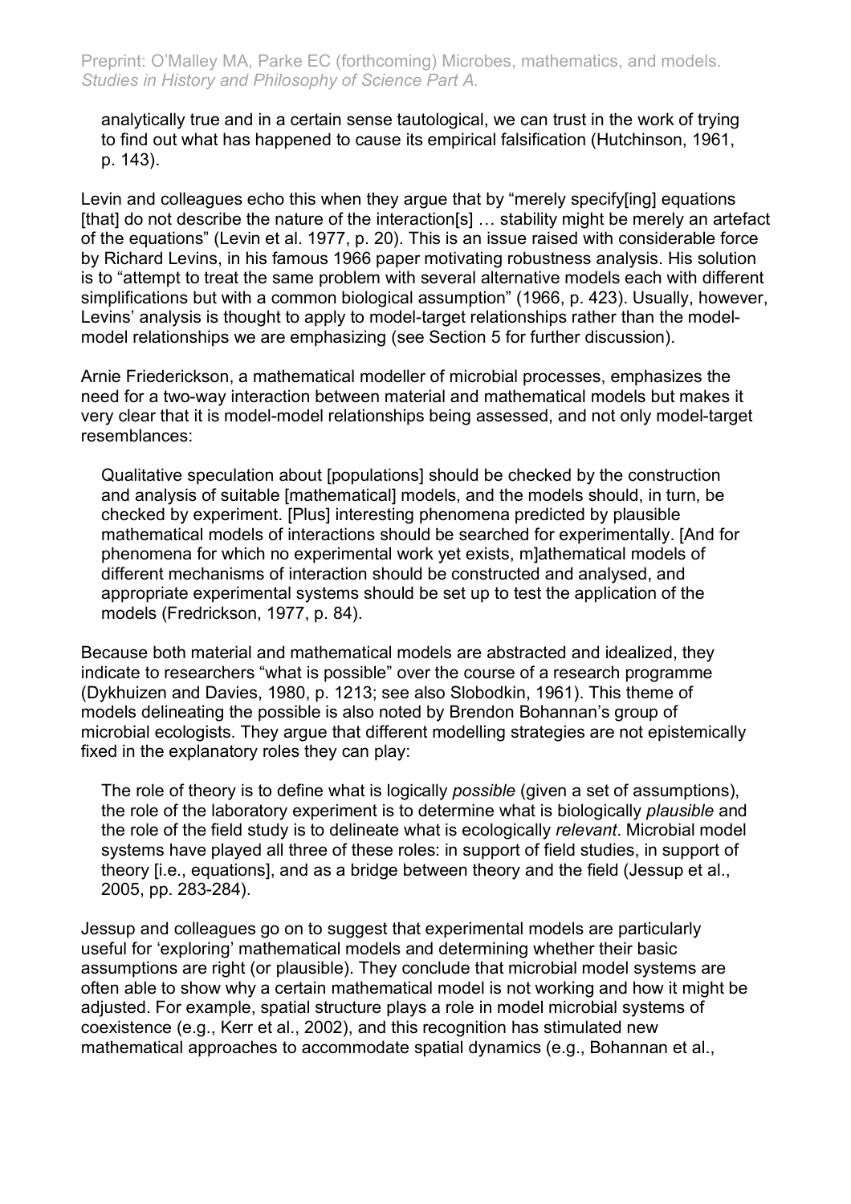analytically true and in a certain sense tautological, we can trust in the work of trying to find out what has happened to cause its empirical falsification (Hutchinson, 1961, p. 143).

Levin and colleagues echo this when they argue that by "merely specify[ing] equations [that] do not describe the nature of the interaction[s] … stability might be merely an artefact of the equations" (Levin et al. 1977, p. 20). This is an issue raised with considerable force by Richard Levins, in his famous 1966 paper motivating robustness analysis. His solution is to "attempt to treat the same problem with several alternative models each with different simplifications but with a common biological assumption" (1966, p. 423). Usually, however, Levins' analysis is thought to apply to model-target relationships rather than the model-model relationships we are emphasizing (see Section 5 for further discussion).

Arnie Friederickson, a mathematical modeller of microbial processes, emphasizes the need for a two-way interaction between material and mathematical models but makes it very clear that it is model-model relationships being assessed, and not only model-target resemblances:

> Qualitative speculation about [populations] should be checked by the construction and analysis of suitable [mathematical] models, and the models should, in turn, be checked by experiment. [Plus] interesting phenomena predicted by plausible mathematical models of interactions should be searched for experimentally. [And for phenomena for which no experimental work yet exists, m]athematical models of different mechanisms of interaction should be constructed and analysed, and appropriate experimental systems should be set up to test the application of the models (Fredrickson, 1977, p. 84).

Because both material and mathematical models are abstracted and idealized, they indicate to researchers "what is possible" over the course of a research programme (Dykhuizen and Davies, 1980, p. 1213; see also Slobodkin, 1961). This theme of models delineating the possible is also noted by Brendon Bohannan's group of microbial ecologists. They argue that different modelling strategies are not epistemically fixed in the explanatory roles they can play:

> The role of theory is to define what is logically *possible* (given a set of assumptions), the role of the laboratory experiment is to determine what is biologically *plausible* and the role of the field study is to delineate what is ecologically *relevant*. Microbial model systems have played all three of these roles: in support of field studies, in support of theory [i.e., equations], and as a bridge between theory and the field (Jessup et al., 2005, pp. 283-284).

Jessup and colleagues go on to suggest that experimental models are particularly useful for 'exploring' mathematical models and determining whether their basic assumptions are right (or plausible). They conclude that microbial model systems are often able to show why a certain mathematical model is not working and how it might be adjusted. For example, spatial structure plays a role in model microbial systems of coexistence (e.g., Kerr et al., 2002), and this recognition has stimulated new mathematical approaches to accommodate spatial dynamics (e.g., Bohannan et al.,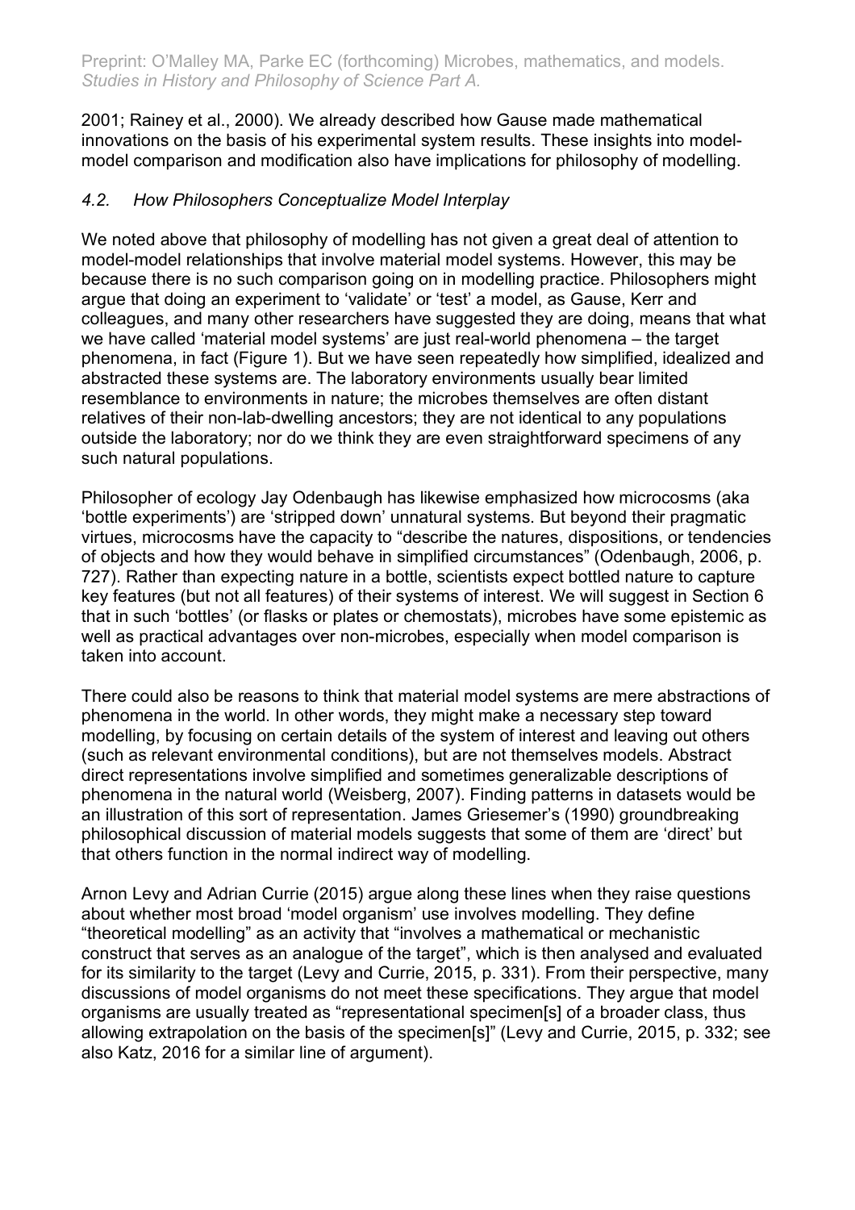2001; Rainey et al., 2000). We already described how Gause made mathematical innovations on the basis of his experimental system results. These insights into model-model comparison and modification also have implications for philosophy of modelling.

### *4.2. How Philosophers Conceptualize Model Interplay*

We noted above that philosophy of modelling has not given a great deal of attention to model-model relationships that involve material model systems. However, this may be because there is no such comparison going on in modelling practice. Philosophers might argue that doing an experiment to 'validate' or 'test' a model, as Gause, Kerr and colleagues, and many other researchers have suggested they are doing, means that what we have called 'material model systems' are just real-world phenomena – the target phenomena, in fact (Figure 1). But we have seen repeatedly how simplified, idealized and abstracted these systems are. The laboratory environments usually bear limited resemblance to environments in nature; the microbes themselves are often distant relatives of their non-lab-dwelling ancestors; they are not identical to any populations outside the laboratory; nor do we think they are even straightforward specimens of any such natural populations.

Philosopher of ecology Jay Odenbaugh has likewise emphasized how microcosms (aka 'bottle experiments') are 'stripped down' unnatural systems. But beyond their pragmatic virtues, microcosms have the capacity to "describe the natures, dispositions, or tendencies of objects and how they would behave in simplified circumstances" (Odenbaugh, 2006, p. 727). Rather than expecting nature in a bottle, scientists expect bottled nature to capture key features (but not all features) of their systems of interest. We will suggest in Section 6 that in such 'bottles' (or flasks or plates or chemostats), microbes have some epistemic as well as practical advantages over non-microbes, especially when model comparison is taken into account.

There could also be reasons to think that material model systems are mere abstractions of phenomena in the world. In other words, they might make a necessary step toward modelling, by focusing on certain details of the system of interest and leaving out others (such as relevant environmental conditions), but are not themselves models. Abstract direct representations involve simplified and sometimes generalizable descriptions of phenomena in the natural world (Weisberg, 2007). Finding patterns in datasets would be an illustration of this sort of representation. James Griesemer's (1990) groundbreaking philosophical discussion of material models suggests that some of them are 'direct' but that others function in the normal indirect way of modelling.

Arnon Levy and Adrian Currie (2015) argue along these lines when they raise questions about whether most broad 'model organism' use involves modelling. They define "theoretical modelling" as an activity that "involves a mathematical or mechanistic construct that serves as an analogue of the target", which is then analysed and evaluated for its similarity to the target (Levy and Currie, 2015, p. 331). From their perspective, many discussions of model organisms do not meet these specifications. They argue that model organisms are usually treated as "representational specimen[s] of a broader class, thus allowing extrapolation on the basis of the specimen[s]" (Levy and Currie, 2015, p. 332; see also Katz, 2016 for a similar line of argument).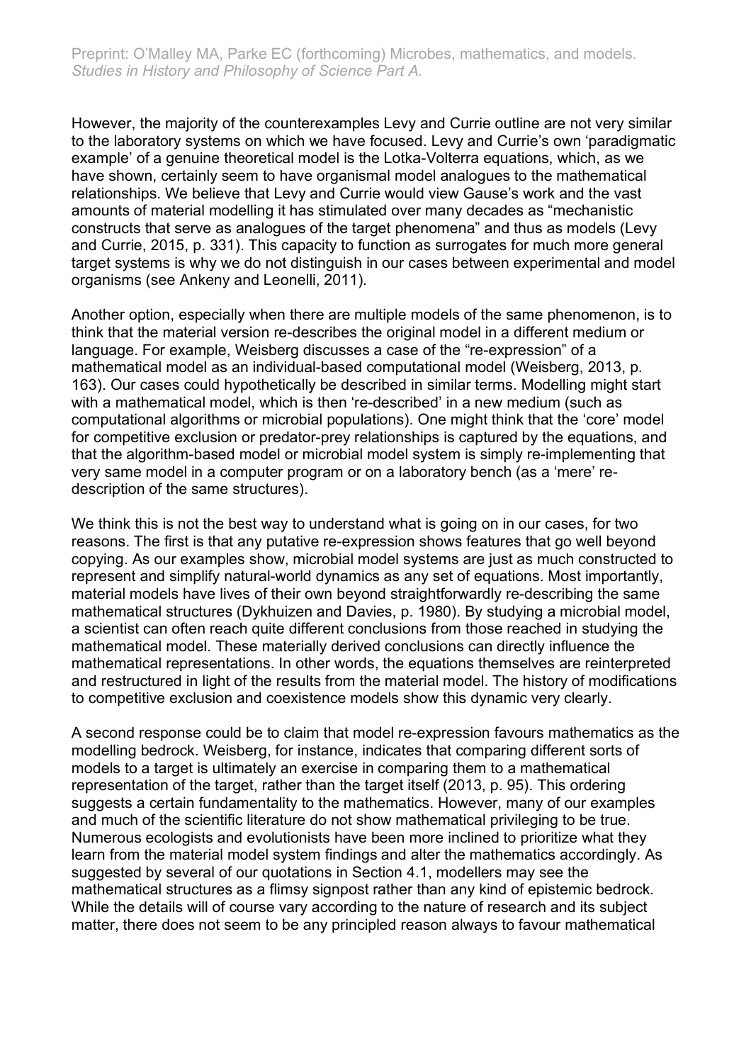However, the majority of the counterexamples Levy and Currie outline are not very similar to the laboratory systems on which we have focused. Levy and Currie's own 'paradigmatic example' of a genuine theoretical model is the Lotka-Volterra equations, which, as we have shown, certainly seem to have organismal model analogues to the mathematical relationships. We believe that Levy and Currie would view Gause's work and the vast amounts of material modelling it has stimulated over many decades as "mechanistic constructs that serve as analogues of the target phenomena" and thus as models (Levy and Currie, 2015, p. 331). This capacity to function as surrogates for much more general target systems is why we do not distinguish in our cases between experimental and model organisms (see Ankeny and Leonelli, 2011).

Another option, especially when there are multiple models of the same phenomenon, is to think that the material version re-describes the original model in a different medium or language. For example, Weisberg discusses a case of the "re-expression" of a mathematical model as an individual-based computational model (Weisberg, 2013, p. 163). Our cases could hypothetically be described in similar terms. Modelling might start with a mathematical model, which is then 're-described' in a new medium (such as computational algorithms or microbial populations). One might think that the 'core' model for competitive exclusion or predator-prey relationships is captured by the equations, and that the algorithm-based model or microbial model system is simply re-implementing that very same model in a computer program or on a laboratory bench (as a 'mere' re-description of the same structures).

We think this is not the best way to understand what is going on in our cases, for two reasons. The first is that any putative re-expression shows features that go well beyond copying. As our examples show, microbial model systems are just as much constructed to represent and simplify natural-world dynamics as any set of equations. Most importantly, material models have lives of their own beyond straightforwardly re-describing the same mathematical structures (Dykhuizen and Davies, p. 1980). By studying a microbial model, a scientist can often reach quite different conclusions from those reached in studying the mathematical model. These materially derived conclusions can directly influence the mathematical representations. In other words, the equations themselves are reinterpreted and restructured in light of the results from the material model. The history of modifications to competitive exclusion and coexistence models show this dynamic very clearly.

A second response could be to claim that model re-expression favours mathematics as the modelling bedrock. Weisberg, for instance, indicates that comparing different sorts of models to a target is ultimately an exercise in comparing them to a mathematical representation of the target, rather than the target itself (2013, p. 95). This ordering suggests a certain fundamentality to the mathematics. However, many of our examples and much of the scientific literature do not show mathematical privileging to be true. Numerous ecologists and evolutionists have been more inclined to prioritize what they learn from the material model system findings and alter the mathematics accordingly. As suggested by several of our quotations in Section 4.1, modellers may see the mathematical structures as a flimsy signpost rather than any kind of epistemic bedrock. While the details will of course vary according to the nature of research and its subject matter, there does not seem to be any principled reason always to favour mathematical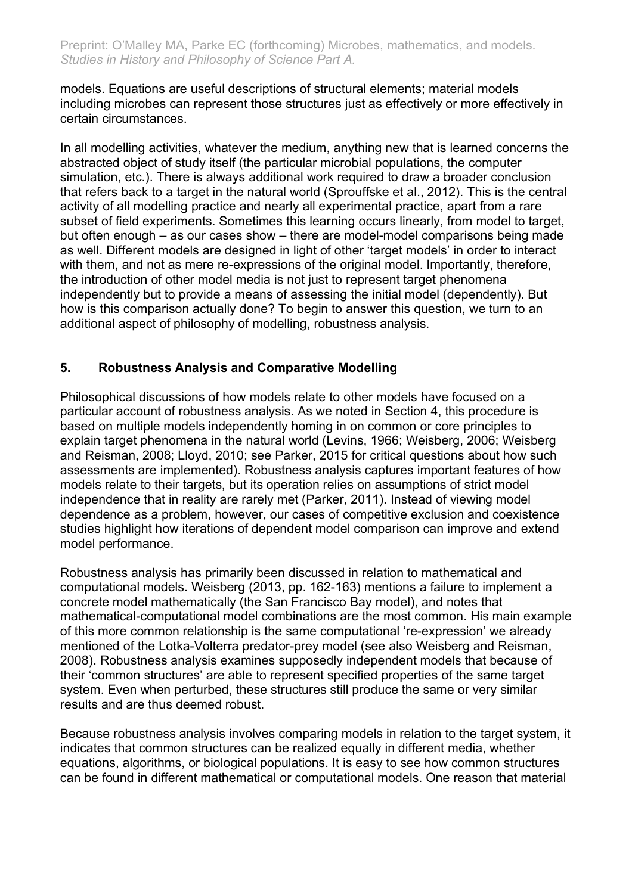models. Equations are useful descriptions of structural elements; material models including microbes can represent those structures just as effectively or more effectively in certain circumstances.

In all modelling activities, whatever the medium, anything new that is learned concerns the abstracted object of study itself (the particular microbial populations, the computer simulation, etc.). There is always additional work required to draw a broader conclusion that refers back to a target in the natural world (Sprouffske et al., 2012). This is the central activity of all modelling practice and nearly all experimental practice, apart from a rare subset of field experiments. Sometimes this learning occurs linearly, from model to target, but often enough – as our cases show – there are model-model comparisons being made as well. Different models are designed in light of other 'target models' in order to interact with them, and not as mere re-expressions of the original model. Importantly, therefore, the introduction of other model media is not just to represent target phenomena independently but to provide a means of assessing the initial model (dependently). But how is this comparison actually done? To begin to answer this question, we turn to an additional aspect of philosophy of modelling, robustness analysis.

## 5. Robustness Analysis and Comparative Modelling

Philosophical discussions of how models relate to other models have focused on a particular account of robustness analysis. As we noted in Section 4, this procedure is based on multiple models independently homing in on common or core principles to explain target phenomena in the natural world (Levins, 1966; Weisberg, 2006; Weisberg and Reisman, 2008; Lloyd, 2010; see Parker, 2015 for critical questions about how such assessments are implemented). Robustness analysis captures important features of how models relate to their targets, but its operation relies on assumptions of strict model independence that in reality are rarely met (Parker, 2011). Instead of viewing model dependence as a problem, however, our cases of competitive exclusion and coexistence studies highlight how iterations of dependent model comparison can improve and extend model performance.

Robustness analysis has primarily been discussed in relation to mathematical and computational models. Weisberg (2013, pp. 162-163) mentions a failure to implement a concrete model mathematically (the San Francisco Bay model), and notes that mathematical-computational model combinations are the most common. His main example of this more common relationship is the same computational 're-expression' we already mentioned of the Lotka-Volterra predator-prey model (see also Weisberg and Reisman, 2008). Robustness analysis examines supposedly independent models that because of their 'common structures' are able to represent specified properties of the same target system. Even when perturbed, these structures still produce the same or very similar results and are thus deemed robust.

Because robustness analysis involves comparing models in relation to the target system, it indicates that common structures can be realized equally in different media, whether equations, algorithms, or biological populations. It is easy to see how common structures can be found in different mathematical or computational models. One reason that material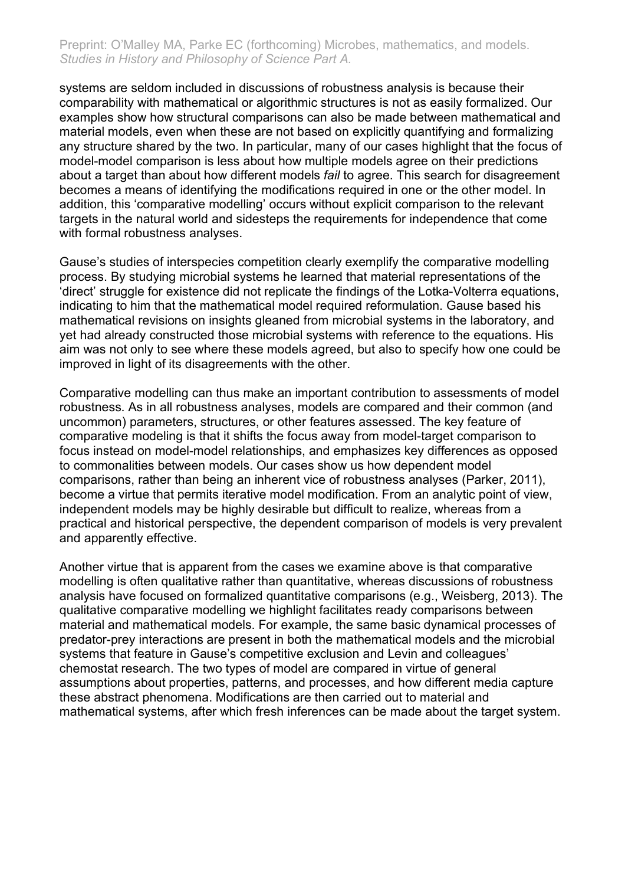systems are seldom included in discussions of robustness analysis is because their comparability with mathematical or algorithmic structures is not as easily formalized. Our examples show how structural comparisons can also be made between mathematical and material models, even when these are not based on explicitly quantifying and formalizing any structure shared by the two. In particular, many of our cases highlight that the focus of model-model comparison is less about how multiple models agree on their predictions about a target than about how different models *fail* to agree. This search for disagreement becomes a means of identifying the modifications required in one or the other model. In addition, this 'comparative modelling' occurs without explicit comparison to the relevant targets in the natural world and sidesteps the requirements for independence that come with formal robustness analyses.

Gause's studies of interspecies competition clearly exemplify the comparative modelling process. By studying microbial systems he learned that material representations of the 'direct' struggle for existence did not replicate the findings of the Lotka-Volterra equations, indicating to him that the mathematical model required reformulation. Gause based his mathematical revisions on insights gleaned from microbial systems in the laboratory, and yet had already constructed those microbial systems with reference to the equations. His aim was not only to see where these models agreed, but also to specify how one could be improved in light of its disagreements with the other.

Comparative modelling can thus make an important contribution to assessments of model robustness. As in all robustness analyses, models are compared and their common (and uncommon) parameters, structures, or other features assessed. The key feature of comparative modeling is that it shifts the focus away from model-target comparison to focus instead on model-model relationships, and emphasizes key differences as opposed to commonalities between models. Our cases show us how dependent model comparisons, rather than being an inherent vice of robustness analyses (Parker, 2011), become a virtue that permits iterative model modification. From an analytic point of view, independent models may be highly desirable but difficult to realize, whereas from a practical and historical perspective, the dependent comparison of models is very prevalent and apparently effective.

Another virtue that is apparent from the cases we examine above is that comparative modelling is often qualitative rather than quantitative, whereas discussions of robustness analysis have focused on formalized quantitative comparisons (e.g., Weisberg, 2013). The qualitative comparative modelling we highlight facilitates ready comparisons between material and mathematical models. For example, the same basic dynamical processes of predator-prey interactions are present in both the mathematical models and the microbial systems that feature in Gause's competitive exclusion and Levin and colleagues' chemostat research. The two types of model are compared in virtue of general assumptions about properties, patterns, and processes, and how different media capture these abstract phenomena. Modifications are then carried out to material and mathematical systems, after which fresh inferences can be made about the target system.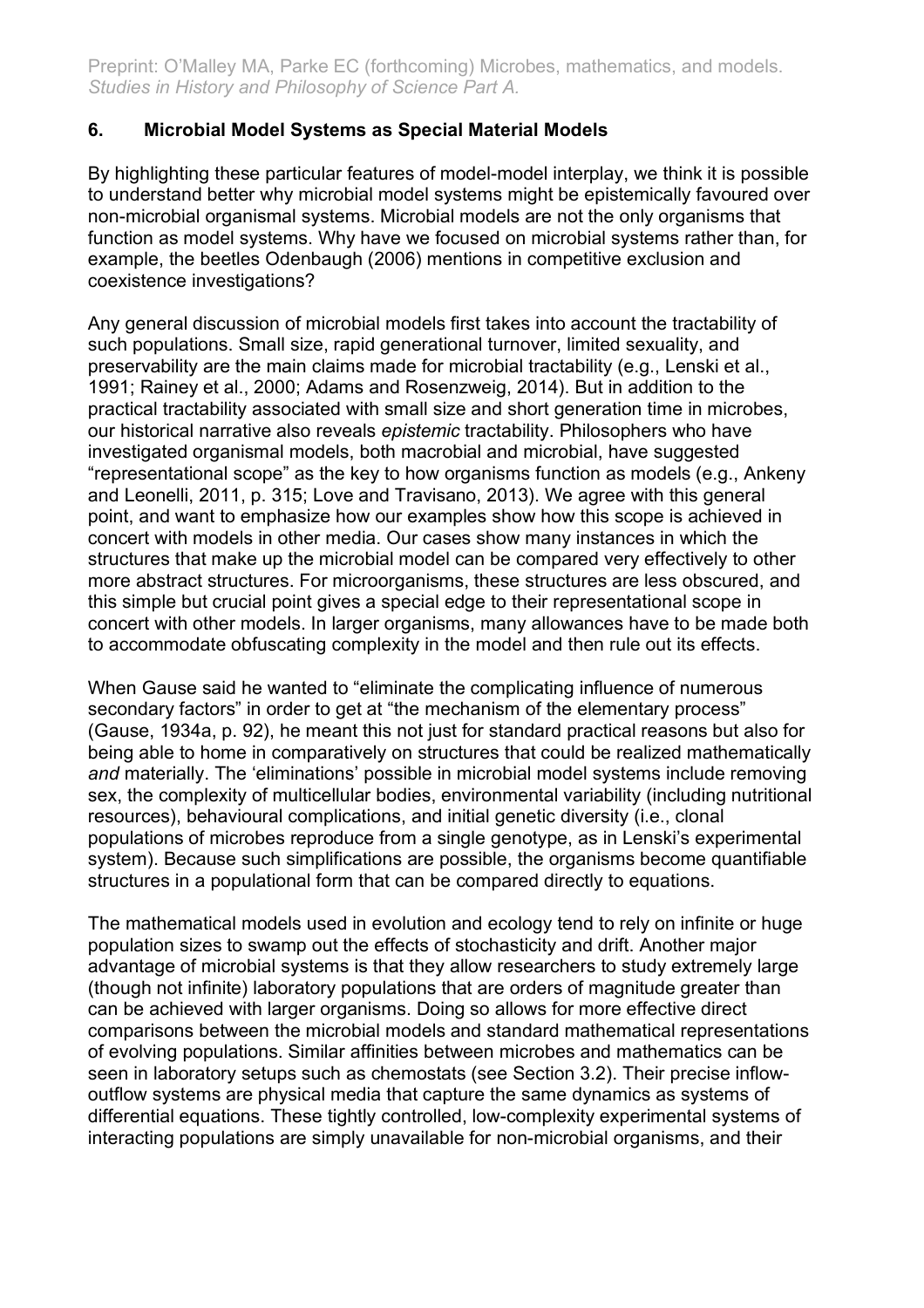## 6. Microbial Model Systems as Special Material Models

By highlighting these particular features of model-model interplay, we think it is possible to understand better why microbial model systems might be epistemically favoured over non-microbial organismal systems. Microbial models are not the only organisms that function as model systems. Why have we focused on microbial systems rather than, for example, the beetles Odenbaugh (2006) mentions in competitive exclusion and coexistence investigations?

Any general discussion of microbial models first takes into account the tractability of such populations. Small size, rapid generational turnover, limited sexuality, and preservability are the main claims made for microbial tractability (e.g., Lenski et al., 1991; Rainey et al., 2000; Adams and Rosenzweig, 2014). But in addition to the practical tractability associated with small size and short generation time in microbes, our historical narrative also reveals *epistemic* tractability. Philosophers who have investigated organismal models, both macrobial and microbial, have suggested "representational scope" as the key to how organisms function as models (e.g., Ankeny and Leonelli, 2011, p. 315; Love and Travisano, 2013). We agree with this general point, and want to emphasize how our examples show how this scope is achieved in concert with models in other media. Our cases show many instances in which the structures that make up the microbial model can be compared very effectively to other more abstract structures. For microorganisms, these structures are less obscured, and this simple but crucial point gives a special edge to their representational scope in concert with other models. In larger organisms, many allowances have to be made both to accommodate obfuscating complexity in the model and then rule out its effects.

When Gause said he wanted to "eliminate the complicating influence of numerous secondary factors" in order to get at "the mechanism of the elementary process" (Gause, 1934a, p. 92), he meant this not just for standard practical reasons but also for being able to home in comparatively on structures that could be realized mathematically *and* materially. The 'eliminations' possible in microbial model systems include removing sex, the complexity of multicellular bodies, environmental variability (including nutritional resources), behavioural complications, and initial genetic diversity (i.e., clonal populations of microbes reproduce from a single genotype, as in Lenski's experimental system). Because such simplifications are possible, the organisms become quantifiable structures in a populational form that can be compared directly to equations.

The mathematical models used in evolution and ecology tend to rely on infinite or huge population sizes to swamp out the effects of stochasticity and drift. Another major advantage of microbial systems is that they allow researchers to study extremely large (though not infinite) laboratory populations that are orders of magnitude greater than can be achieved with larger organisms. Doing so allows for more effective direct comparisons between the microbial models and standard mathematical representations of evolving populations. Similar affinities between microbes and mathematics can be seen in laboratory setups such as chemostats (see Section 3.2). Their precise inflow-outflow systems are physical media that capture the same dynamics as systems of differential equations. These tightly controlled, low-complexity experimental systems of interacting populations are simply unavailable for non-microbial organisms, and their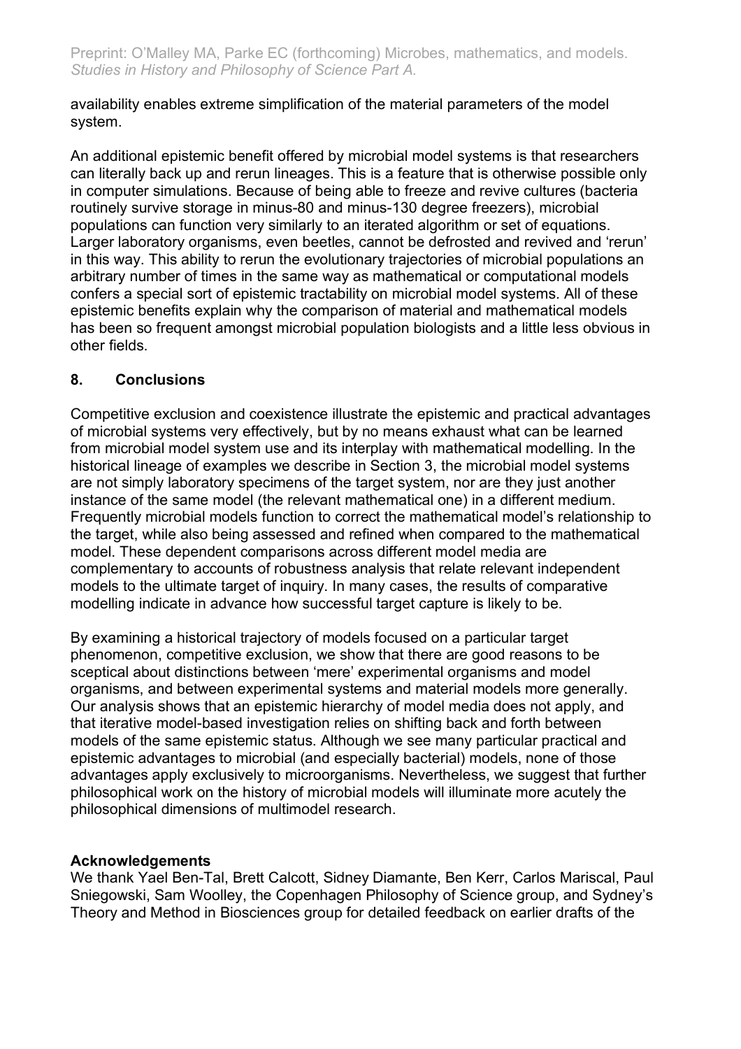availability enables extreme simplification of the material parameters of the model system.

An additional epistemic benefit offered by microbial model systems is that researchers can literally back up and rerun lineages. This is a feature that is otherwise possible only in computer simulations. Because of being able to freeze and revive cultures (bacteria routinely survive storage in minus-80 and minus-130 degree freezers), microbial populations can function very similarly to an iterated algorithm or set of equations. Larger laboratory organisms, even beetles, cannot be defrosted and revived and 'rerun' in this way. This ability to rerun the evolutionary trajectories of microbial populations an arbitrary number of times in the same way as mathematical or computational models confers a special sort of epistemic tractability on microbial model systems. All of these epistemic benefits explain why the comparison of material and mathematical models has been so frequent amongst microbial population biologists and a little less obvious in other fields.

## 8. Conclusions

Competitive exclusion and coexistence illustrate the epistemic and practical advantages of microbial systems very effectively, but by no means exhaust what can be learned from microbial model system use and its interplay with mathematical modelling. In the historical lineage of examples we describe in Section 3, the microbial model systems are not simply laboratory specimens of the target system, nor are they just another instance of the same model (the relevant mathematical one) in a different medium. Frequently microbial models function to correct the mathematical model's relationship to the target, while also being assessed and refined when compared to the mathematical model. These dependent comparisons across different model media are complementary to accounts of robustness analysis that relate relevant independent models to the ultimate target of inquiry. In many cases, the results of comparative modelling indicate in advance how successful target capture is likely to be.

By examining a historical trajectory of models focused on a particular target phenomenon, competitive exclusion, we show that there are good reasons to be sceptical about distinctions between 'mere' experimental organisms and model organisms, and between experimental systems and material models more generally. Our analysis shows that an epistemic hierarchy of model media does not apply, and that iterative model-based investigation relies on shifting back and forth between models of the same epistemic status. Although we see many particular practical and epistemic advantages to microbial (and especially bacterial) models, none of those advantages apply exclusively to microorganisms. Nevertheless, we suggest that further philosophical work on the history of microbial models will illuminate more acutely the philosophical dimensions of multimodel research.

### Acknowledgements

We thank Yael Ben-Tal, Brett Calcott, Sidney Diamante, Ben Kerr, Carlos Mariscal, Paul Sniegowski, Sam Woolley, the Copenhagen Philosophy of Science group, and Sydney's Theory and Method in Biosciences group for detailed feedback on earlier drafts of the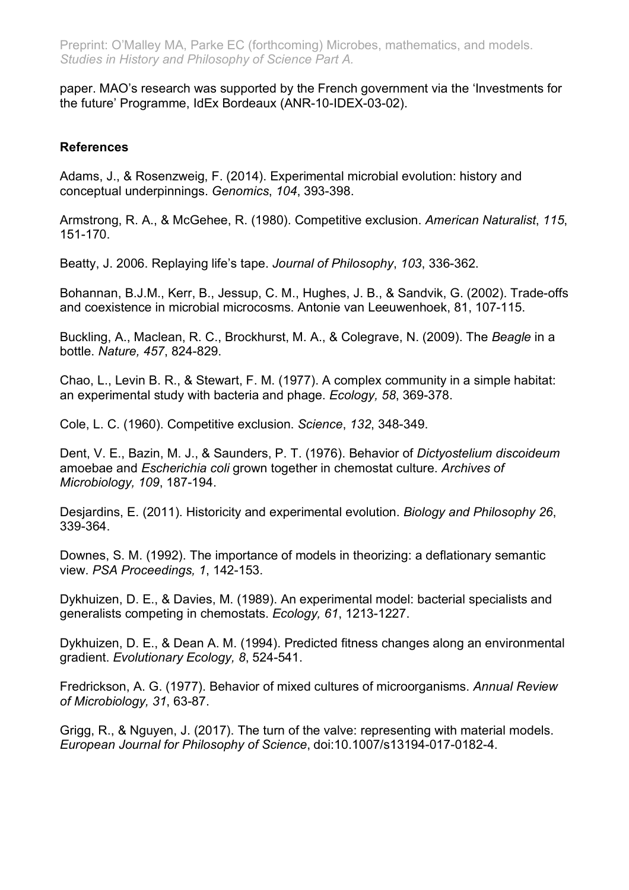paper. MAO's research was supported by the French government via the 'Investments for the future' Programme, IdEx Bordeaux (ANR-10-IDEX-03-02).

## References

Adams, J., & Rosenzweig, F. (2014). Experimental microbial evolution: history and conceptual underpinnings. *Genomics*, *104*, 393-398.

Armstrong, R. A., & McGehee, R. (1980). Competitive exclusion. *American Naturalist*, *115*, 151-170.

Beatty, J. 2006. Replaying life's tape. *Journal of Philosophy*, *103*, 336-362.

Bohannan, B.J.M., Kerr, B., Jessup, C. M., Hughes, J. B., & Sandvik, G. (2002). Trade-offs and coexistence in microbial microcosms. Antonie van Leeuwenhoek, 81, 107-115.

Buckling, A., Maclean, R. C., Brockhurst, M. A., & Colegrave, N. (2009). The *Beagle* in a bottle. *Nature, 457*, 824-829.

Chao, L., Levin B. R., & Stewart, F. M. (1977). A complex community in a simple habitat: an experimental study with bacteria and phage. *Ecology, 58*, 369-378.

Cole, L. C. (1960). Competitive exclusion. *Science*, *132*, 348-349.

Dent, V. E., Bazin, M. J., & Saunders, P. T. (1976). Behavior of *Dictyostelium discoideum* amoebae and *Escherichia coli* grown together in chemostat culture. *Archives of Microbiology, 109*, 187-194.

Desjardins, E. (2011). Historicity and experimental evolution. *Biology and Philosophy 26*, 339-364.

Downes, S. M. (1992). The importance of models in theorizing: a deflationary semantic view. *PSA Proceedings, 1*, 142-153.

Dykhuizen, D. E., & Davies, M. (1989). An experimental model: bacterial specialists and generalists competing in chemostats. *Ecology, 61*, 1213-1227.

Dykhuizen, D. E., & Dean A. M. (1994). Predicted fitness changes along an environmental gradient. *Evolutionary Ecology, 8*, 524-541.

Fredrickson, A. G. (1977). Behavior of mixed cultures of microorganisms. *Annual Review of Microbiology, 31*, 63-87.

Grigg, R., & Nguyen, J. (2017). The turn of the valve: representing with material models. *European Journal for Philosophy of Science*, doi:10.1007/s13194-017-0182-4.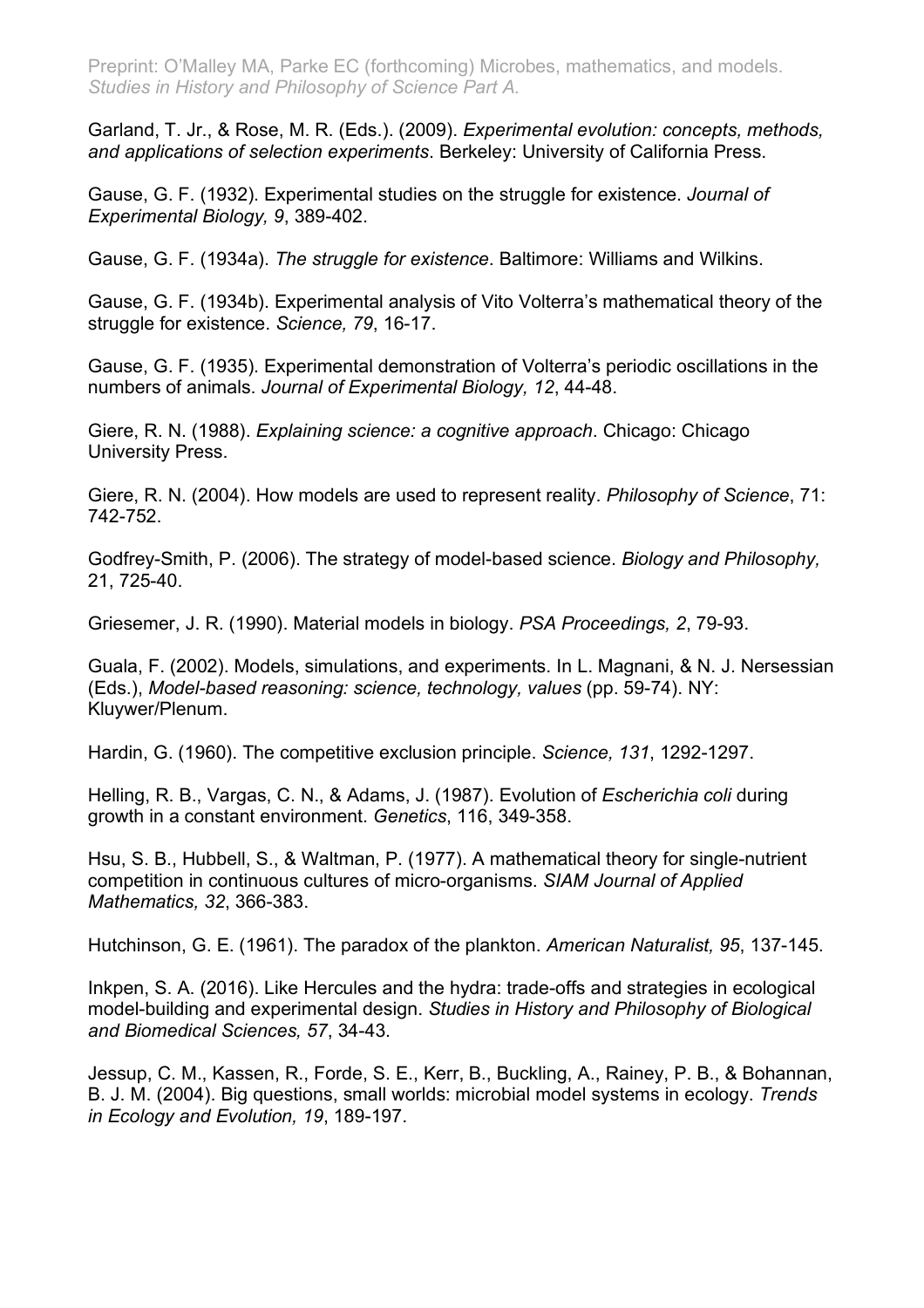Garland, T. Jr., & Rose, M. R. (Eds.). (2009). *Experimental evolution: concepts, methods, and applications of selection experiments*. Berkeley: University of California Press.

Gause, G. F. (1932). Experimental studies on the struggle for existence. *Journal of Experimental Biology, 9*, 389-402.

Gause, G. F. (1934a). *The struggle for existence*. Baltimore: Williams and Wilkins.

Gause, G. F. (1934b). Experimental analysis of Vito Volterra's mathematical theory of the struggle for existence. *Science, 79*, 16-17.

Gause, G. F. (1935). Experimental demonstration of Volterra's periodic oscillations in the numbers of animals. *Journal of Experimental Biology, 12*, 44-48.

Giere, R. N. (1988). *Explaining science: a cognitive approach*. Chicago: Chicago University Press.

Giere, R. N. (2004). How models are used to represent reality. *Philosophy of Science*, 71: 742-752.

Godfrey-Smith, P. (2006). The strategy of model-based science. *Biology and Philosophy,* 21, 725-40.

Griesemer, J. R. (1990). Material models in biology. *PSA Proceedings, 2*, 79-93.

Guala, F. (2002). Models, simulations, and experiments. In L. Magnani, & N. J. Nersessian (Eds.), *Model-based reasoning: science, technology, values* (pp. 59-74). NY: Kluywer/Plenum.

Hardin, G. (1960). The competitive exclusion principle. *Science, 131*, 1292-1297.

Helling, R. B., Vargas, C. N., & Adams, J. (1987). Evolution of *Escherichia coli* during growth in a constant environment. *Genetics*, 116, 349-358.

Hsu, S. B., Hubbell, S., & Waltman, P. (1977). A mathematical theory for single-nutrient competition in continuous cultures of micro-organisms. *SIAM Journal of Applied Mathematics, 32*, 366-383.

Hutchinson, G. E. (1961). The paradox of the plankton. *American Naturalist, 95*, 137-145.

Inkpen, S. A. (2016). Like Hercules and the hydra: trade-offs and strategies in ecological model-building and experimental design. *Studies in History and Philosophy of Biological and Biomedical Sciences, 57*, 34-43.

Jessup, C. M., Kassen, R., Forde, S. E., Kerr, B., Buckling, A., Rainey, P. B., & Bohannan, B. J. M. (2004). Big questions, small worlds: microbial model systems in ecology. *Trends in Ecology and Evolution, 19*, 189-197.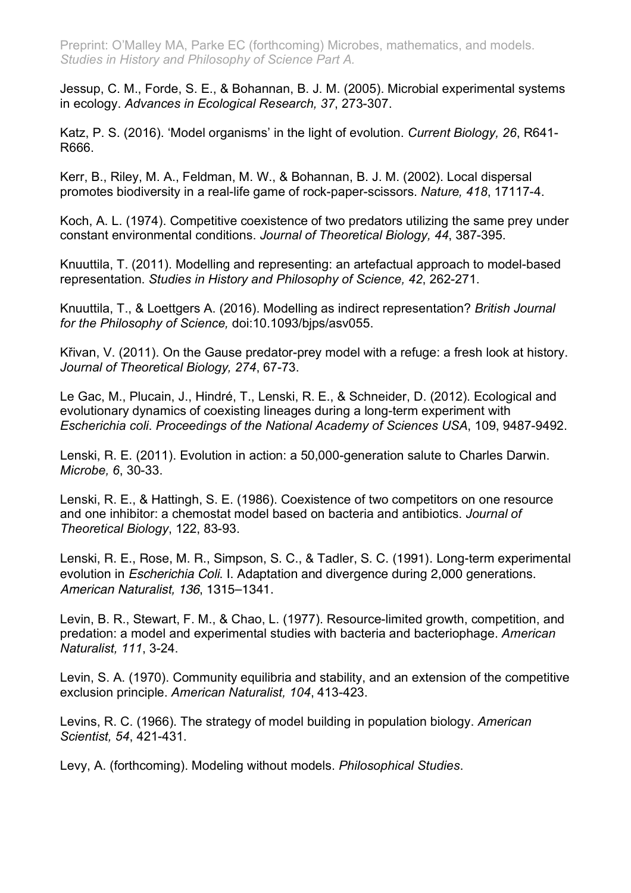Jessup, C. M., Forde, S. E., & Bohannan, B. J. M. (2005). Microbial experimental systems in ecology. *Advances in Ecological Research, 37*, 273-307.

Katz, P. S. (2016). 'Model organisms' in the light of evolution. *Current Biology, 26*, R641-R666.

Kerr, B., Riley, M. A., Feldman, M. W., & Bohannan, B. J. M. (2002). Local dispersal promotes biodiversity in a real-life game of rock-paper-scissors. *Nature, 418*, 17117-4.

Koch, A. L. (1974). Competitive coexistence of two predators utilizing the same prey under constant environmental conditions. *Journal of Theoretical Biology, 44*, 387-395.

Knuuttila, T. (2011). Modelling and representing: an artefactual approach to model-based representation. *Studies in History and Philosophy of Science, 42*, 262-271.

Knuuttila, T., & Loettgers A. (2016). Modelling as indirect representation? *British Journal for the Philosophy of Science,* doi:10.1093/bjps/asv055.

Křivan, V. (2011). On the Gause predator-prey model with a refuge: a fresh look at history. *Journal of Theoretical Biology, 274*, 67-73.

Le Gac, M., Plucain, J., Hindré, T., Lenski, R. E., & Schneider, D. (2012). Ecological and evolutionary dynamics of coexisting lineages during a long-term experiment with *Escherichia coli*. *Proceedings of the National Academy of Sciences USA*, 109, 9487-9492.

Lenski, R. E. (2011). Evolution in action: a 50,000-generation salute to Charles Darwin. *Microbe, 6*, 30-33.

Lenski, R. E., & Hattingh, S. E. (1986). Coexistence of two competitors on one resource and one inhibitor: a chemostat model based on bacteria and antibiotics. *Journal of Theoretical Biology*, 122, 83-93.

Lenski, R. E., Rose, M. R., Simpson, S. C., & Tadler, S. C. (1991). Long-term experimental evolution in *Escherichia Coli*. I. Adaptation and divergence during 2,000 generations. *American Naturalist, 136*, 1315–1341.

Levin, B. R., Stewart, F. M., & Chao, L. (1977). Resource-limited growth, competition, and predation: a model and experimental studies with bacteria and bacteriophage. *American Naturalist, 111*, 3-24.

Levin, S. A. (1970). Community equilibria and stability, and an extension of the competitive exclusion principle. *American Naturalist, 104*, 413-423.

Levins, R. C. (1966). The strategy of model building in population biology. *American Scientist, 54*, 421-431.

Levy, A. (forthcoming). Modeling without models. *Philosophical Studies*.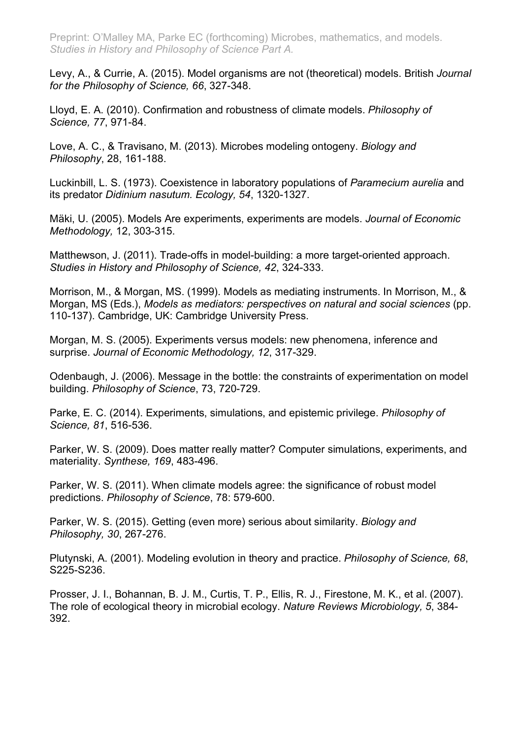Levy, A., & Currie, A. (2015). Model organisms are not (theoretical) models. British *Journal for the Philosophy of Science, 66*, 327-348.

Lloyd, E. A. (2010). Confirmation and robustness of climate models. *Philosophy of Science, 77*, 971-84.

Love, A. C., & Travisano, M. (2013). Microbes modeling ontogeny. *Biology and Philosophy*, 28, 161-188.

Luckinbill, L. S. (1973). Coexistence in laboratory populations of *Paramecium aurelia* and its predator *Didinium nasutum. Ecology, 54*, 1320-1327.

Mäki, U. (2005). Models Are experiments, experiments are models. *Journal of Economic Methodology,* 12, 303-315.

Matthewson, J. (2011). Trade-offs in model-building: a more target-oriented approach. *Studies in History and Philosophy of Science, 42*, 324-333.

Morrison, M., & Morgan, MS. (1999). Models as mediating instruments. In Morrison, M., & Morgan, MS (Eds.), *Models as mediators: perspectives on natural and social sciences* (pp. 110-137). Cambridge, UK: Cambridge University Press.

Morgan, M. S. (2005). Experiments versus models: new phenomena, inference and surprise. *Journal of Economic Methodology, 12*, 317-329.

Odenbaugh, J. (2006). Message in the bottle: the constraints of experimentation on model building. *Philosophy of Science*, 73, 720-729.

Parke, E. C. (2014). Experiments, simulations, and epistemic privilege. *Philosophy of Science, 81*, 516-536.

Parker, W. S. (2009). Does matter really matter? Computer simulations, experiments, and materiality. *Synthese, 169*, 483-496.

Parker, W. S. (2011). When climate models agree: the significance of robust model predictions. *Philosophy of Science*, 78: 579-600.

Parker, W. S. (2015). Getting (even more) serious about similarity. *Biology and Philosophy, 30*, 267-276.

Plutynski, A. (2001). Modeling evolution in theory and practice. *Philosophy of Science, 68*, S225-S236.

Prosser, J. I., Bohannan, B. J. M., Curtis, T. P., Ellis, R. J., Firestone, M. K., et al. (2007). The role of ecological theory in microbial ecology. *Nature Reviews Microbiology, 5*, 384-392.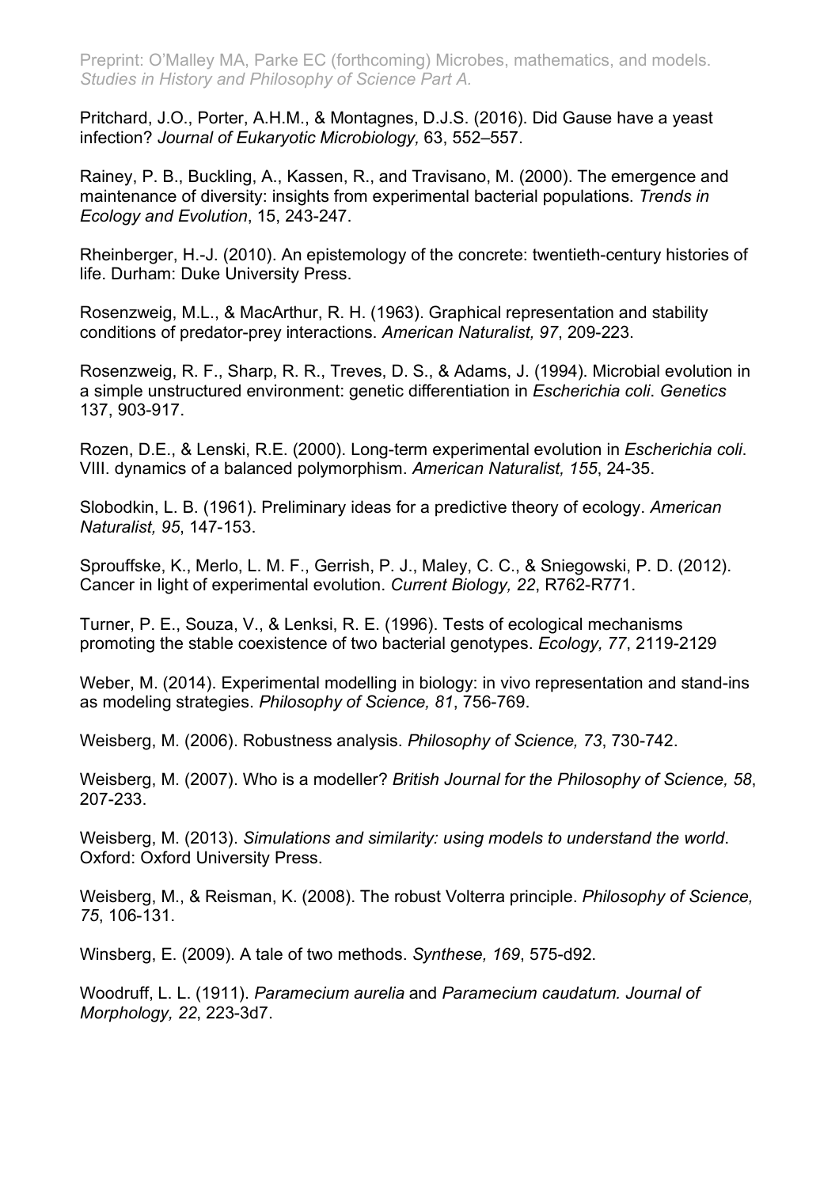Pritchard, J.O., Porter, A.H.M., & Montagnes, D.J.S. (2016). Did Gause have a yeast infection? *Journal of Eukaryotic Microbiology,* 63, 552–557.

Rainey, P. B., Buckling, A., Kassen, R., and Travisano, M. (2000). The emergence and maintenance of diversity: insights from experimental bacterial populations. *Trends in Ecology and Evolution*, 15, 243-247.

Rheinberger, H.-J. (2010). An epistemology of the concrete: twentieth-century histories of life. Durham: Duke University Press.

Rosenzweig, M.L., & MacArthur, R. H. (1963). Graphical representation and stability conditions of predator-prey interactions. *American Naturalist, 97*, 209-223.

Rosenzweig, R. F., Sharp, R. R., Treves, D. S., & Adams, J. (1994). Microbial evolution in a simple unstructured environment: genetic differentiation in *Escherichia coli*. *Genetics* 137, 903-917.

Rozen, D.E., & Lenski, R.E. (2000). Long-term experimental evolution in *Escherichia coli*. VIII. dynamics of a balanced polymorphism. *American Naturalist, 155*, 24-35.

Slobodkin, L. B. (1961). Preliminary ideas for a predictive theory of ecology. *American Naturalist, 95*, 147-153.

Sprouffske, K., Merlo, L. M. F., Gerrish, P. J., Maley, C. C., & Sniegowski, P. D. (2012). Cancer in light of experimental evolution. *Current Biology, 22*, R762-R771.

Turner, P. E., Souza, V., & Lenksi, R. E. (1996). Tests of ecological mechanisms promoting the stable coexistence of two bacterial genotypes. *Ecology, 77*, 2119-2129

Weber, M. (2014). Experimental modelling in biology: in vivo representation and stand-ins as modeling strategies. *Philosophy of Science, 81*, 756-769.

Weisberg, M. (2006). Robustness analysis. *Philosophy of Science, 73*, 730-742.

Weisberg, M. (2007). Who is a modeller? *British Journal for the Philosophy of Science, 58*, 207-233.

Weisberg, M. (2013). *Simulations and similarity: using models to understand the world*. Oxford: Oxford University Press.

Weisberg, M., & Reisman, K. (2008). The robust Volterra principle. *Philosophy of Science, 75*, 106-131.

Winsberg, E. (2009). A tale of two methods. *Synthese, 169*, 575-d92.

Woodruff, L. L. (1911). *Paramecium aurelia* and *Paramecium caudatum. Journal of Morphology, 22*, 223-3d7.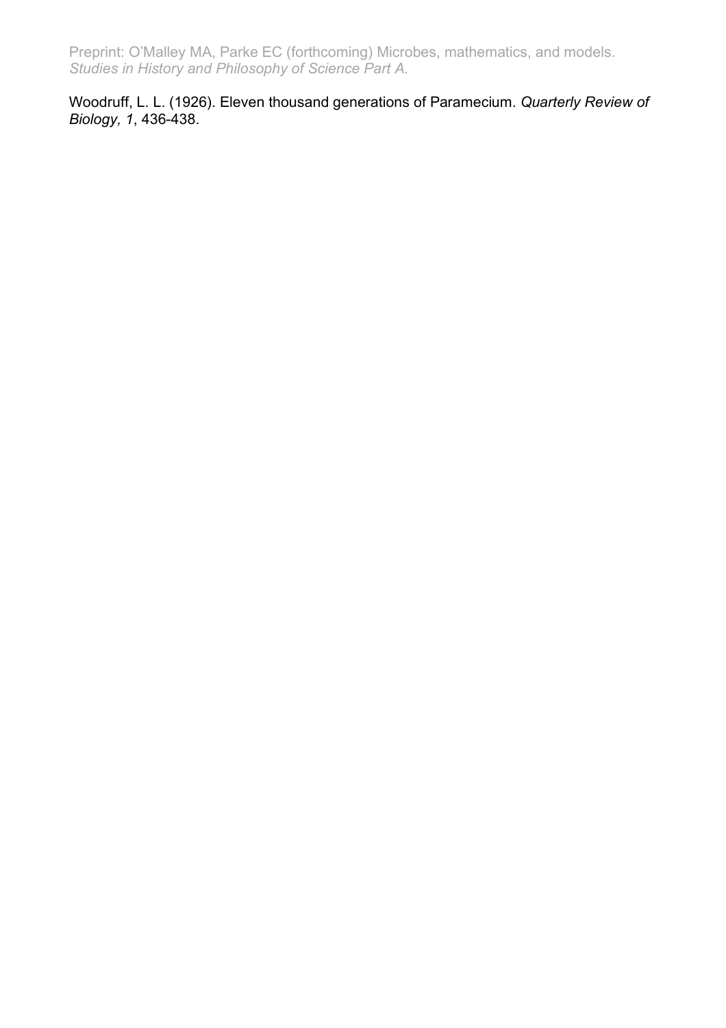Woodruff, L. L. (1926). Eleven thousand generations of Paramecium. *Quarterly Review of Biology, 1*, 436-438.